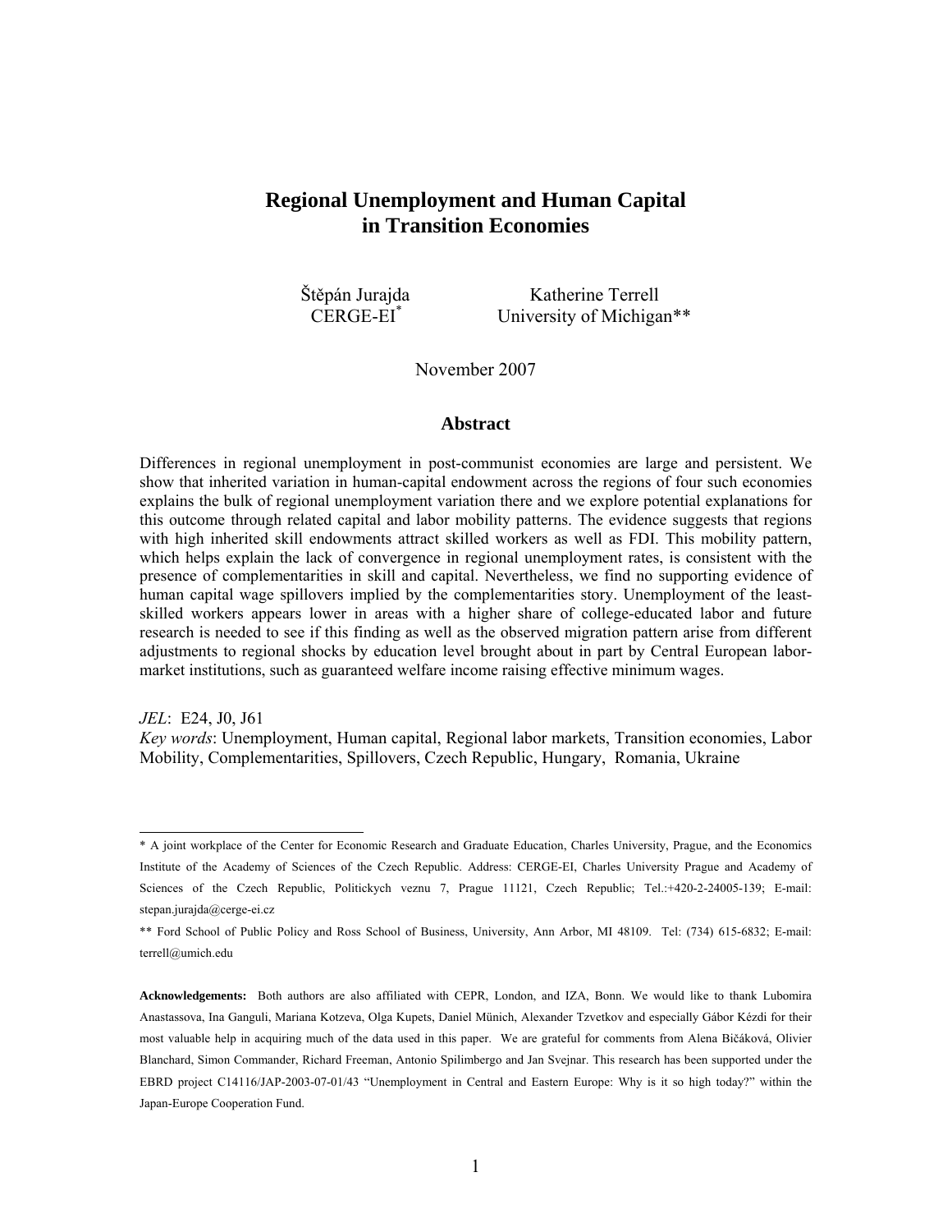# Regional Unemployment and Human Capital in Transition Economies

Štěpán Jurajda
CERGE-EI[*]

Katherine Terrell
University of Michigan**

November 2007

## Abstract

Differences in regional unemployment in post-communist economies are large and persistent. We show that inherited variation in human-capital endowment across the regions of four such economies explains the bulk of regional unemployment variation there and we explore potential explanations for this outcome through related capital and labor mobility patterns. The evidence suggests that regions with high inherited skill endowments attract skilled workers as well as FDI. This mobility pattern, which helps explain the lack of convergence in regional unemployment rates, is consistent with the presence of complementarities in skill and capital. Nevertheless, we find no supporting evidence of human capital wage spillovers implied by the complementarities story. Unemployment of the least-skilled workers appears lower in areas with a higher share of college-educated labor and future research is needed to see if this finding as well as the observed migration pattern arise from different adjustments to regional shocks by education level brought about in part by Central European labor-market institutions, such as guaranteed welfare income raising effective minimum wages.

*JEL*: E24, J0, J61

*Key words*: Unemployment, Human capital, Regional labor markets, Transition economies, Labor Mobility, Complementarities, Spillovers, Czech Republic, Hungary, Romania, Ukraine

---

\* A joint workplace of the Center for Economic Research and Graduate Education, Charles University, Prague, and the Economics Institute of the Academy of Sciences of the Czech Republic. Address: CERGE-EI, Charles University Prague and Academy of Sciences of the Czech Republic, Politickych veznu 7, Prague 11121, Czech Republic; Tel.:+420-2-24005-139; E-mail: stepan.jurajda@cerge-ei.cz

\** Ford School of Public Policy and Ross School of Business, University, Ann Arbor, MI 48109. Tel: (734) 615-6832; E-mail: terrell@umich.edu

**Acknowledgements:** Both authors are also affiliated with CEPR, London, and IZA, Bonn. We would like to thank Lubomira Anastassova, Ina Ganguli, Mariana Kotzeva, Olga Kupets, Daniel Münich, Alexander Tzvetkov and especially Gábor Kézdi for their most valuable help in acquiring much of the data used in this paper. We are grateful for comments from Alena Bičáková, Olivier Blanchard, Simon Commander, Richard Freeman, Antonio Spilimbergo and Jan Svejnar. This research has been supported under the EBRD project C14116/JAP-2003-07-01/43 "Unemployment in Central and Eastern Europe: Why is it so high today?" within the Japan-Europe Cooperation Fund.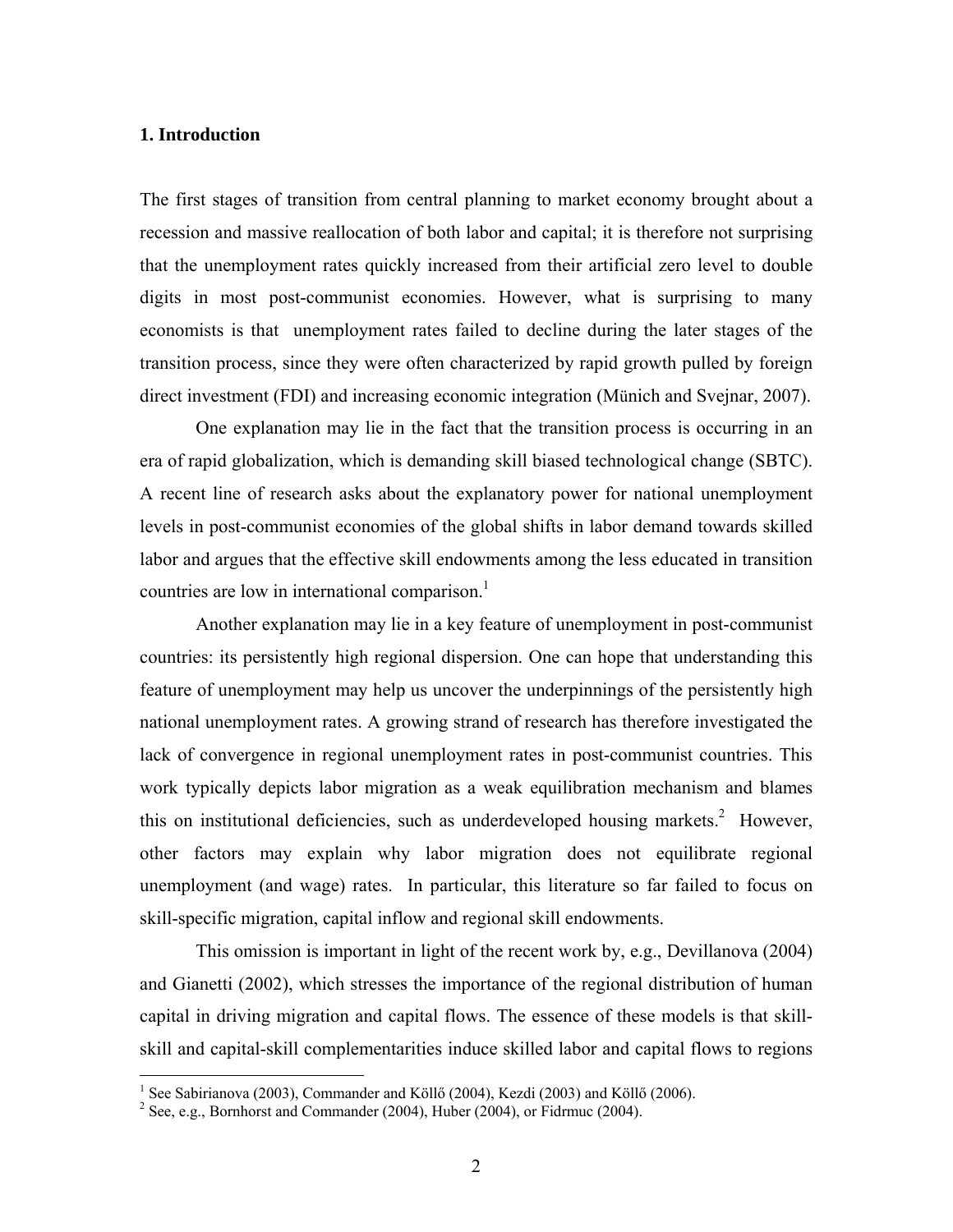## 1. Introduction

The first stages of transition from central planning to market economy brought about a recession and massive reallocation of both labor and capital; it is therefore not surprising that the unemployment rates quickly increased from their artificial zero level to double digits in most post-communist economies. However, what is surprising to many economists is that unemployment rates failed to decline during the later stages of the transition process, since they were often characterized by rapid growth pulled by foreign direct investment (FDI) and increasing economic integration (Münich and Svejnar, 2007).

One explanation may lie in the fact that the transition process is occurring in an era of rapid globalization, which is demanding skill biased technological change (SBTC). A recent line of research asks about the explanatory power for national unemployment levels in post-communist economies of the global shifts in labor demand towards skilled labor and argues that the effective skill endowments among the less educated in transition countries are low in international comparison.[1]

Another explanation may lie in a key feature of unemployment in post-communist countries: its persistently high regional dispersion. One can hope that understanding this feature of unemployment may help us uncover the underpinnings of the persistently high national unemployment rates. A growing strand of research has therefore investigated the lack of convergence in regional unemployment rates in post-communist countries. This work typically depicts labor migration as a weak equilibration mechanism and blames this on institutional deficiencies, such as underdeveloped housing markets.[2] However, other factors may explain why labor migration does not equilibrate regional unemployment (and wage) rates. In particular, this literature so far failed to focus on skill-specific migration, capital inflow and regional skill endowments.

This omission is important in light of the recent work by, e.g., Devillanova (2004) and Gianetti (2002), which stresses the importance of the regional distribution of human capital in driving migration and capital flows. The essence of these models is that skill-skill and capital-skill complementarities induce skilled labor and capital flows to regions

---

[1] See Sabirianova (2003), Commander and Köllő (2004), Kezdi (2003) and Köllő (2006).

[2] See, e.g., Bornhorst and Commander (2004), Huber (2004), or Fidrmuc (2004).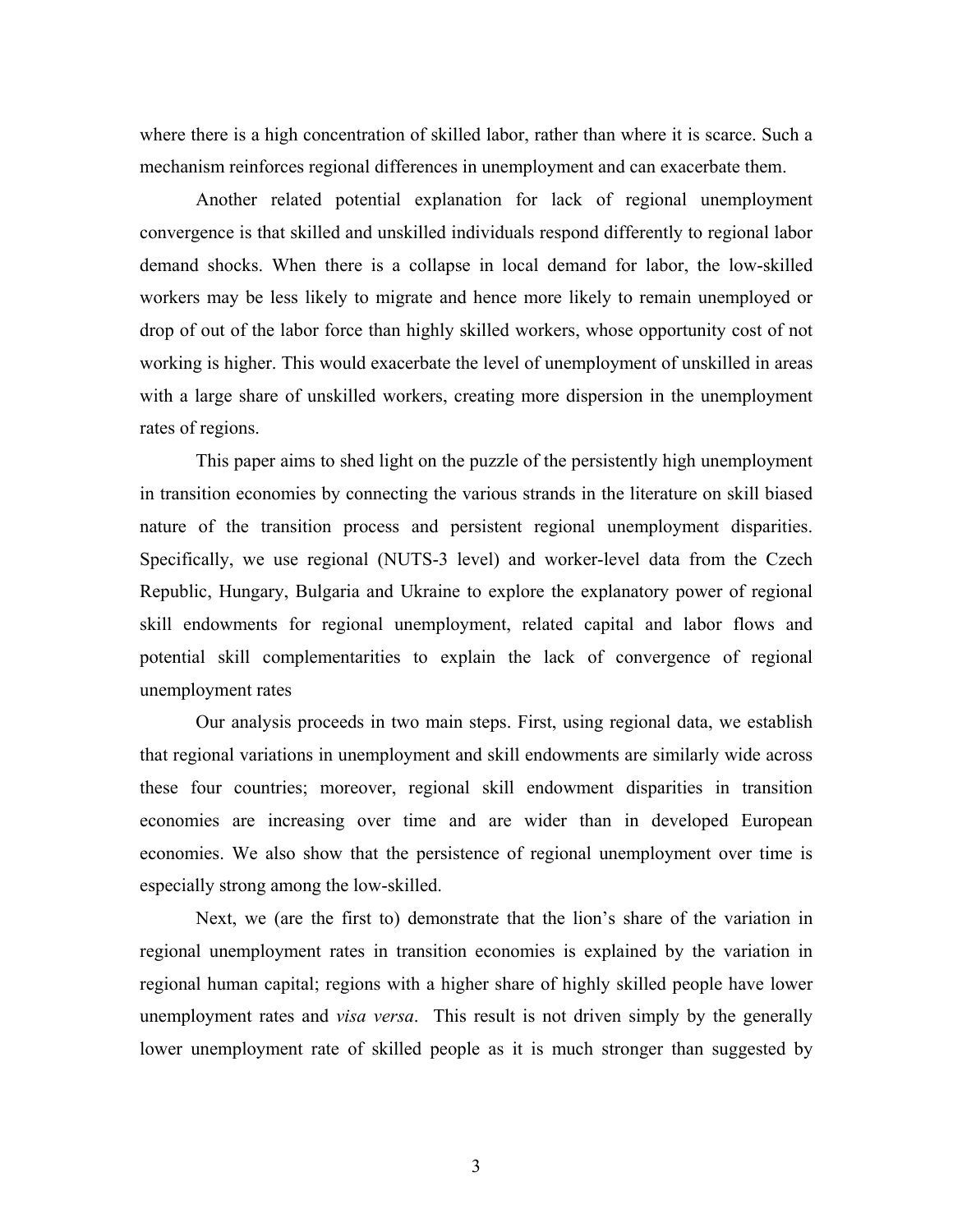where there is a high concentration of skilled labor, rather than where it is scarce. Such a mechanism reinforces regional differences in unemployment and can exacerbate them.

Another related potential explanation for lack of regional unemployment convergence is that skilled and unskilled individuals respond differently to regional labor demand shocks. When there is a collapse in local demand for labor, the low-skilled workers may be less likely to migrate and hence more likely to remain unemployed or drop of out of the labor force than highly skilled workers, whose opportunity cost of not working is higher. This would exacerbate the level of unemployment of unskilled in areas with a large share of unskilled workers, creating more dispersion in the unemployment rates of regions.

This paper aims to shed light on the puzzle of the persistently high unemployment in transition economies by connecting the various strands in the literature on skill biased nature of the transition process and persistent regional unemployment disparities. Specifically, we use regional (NUTS-3 level) and worker-level data from the Czech Republic, Hungary, Bulgaria and Ukraine to explore the explanatory power of regional skill endowments for regional unemployment, related capital and labor flows and potential skill complementarities to explain the lack of convergence of regional unemployment rates

Our analysis proceeds in two main steps. First, using regional data, we establish that regional variations in unemployment and skill endowments are similarly wide across these four countries; moreover, regional skill endowment disparities in transition economies are increasing over time and are wider than in developed European economies. We also show that the persistence of regional unemployment over time is especially strong among the low-skilled.

Next, we (are the first to) demonstrate that the lion's share of the variation in regional unemployment rates in transition economies is explained by the variation in regional human capital; regions with a higher share of highly skilled people have lower unemployment rates and *visa versa*. This result is not driven simply by the generally lower unemployment rate of skilled people as it is much stronger than suggested by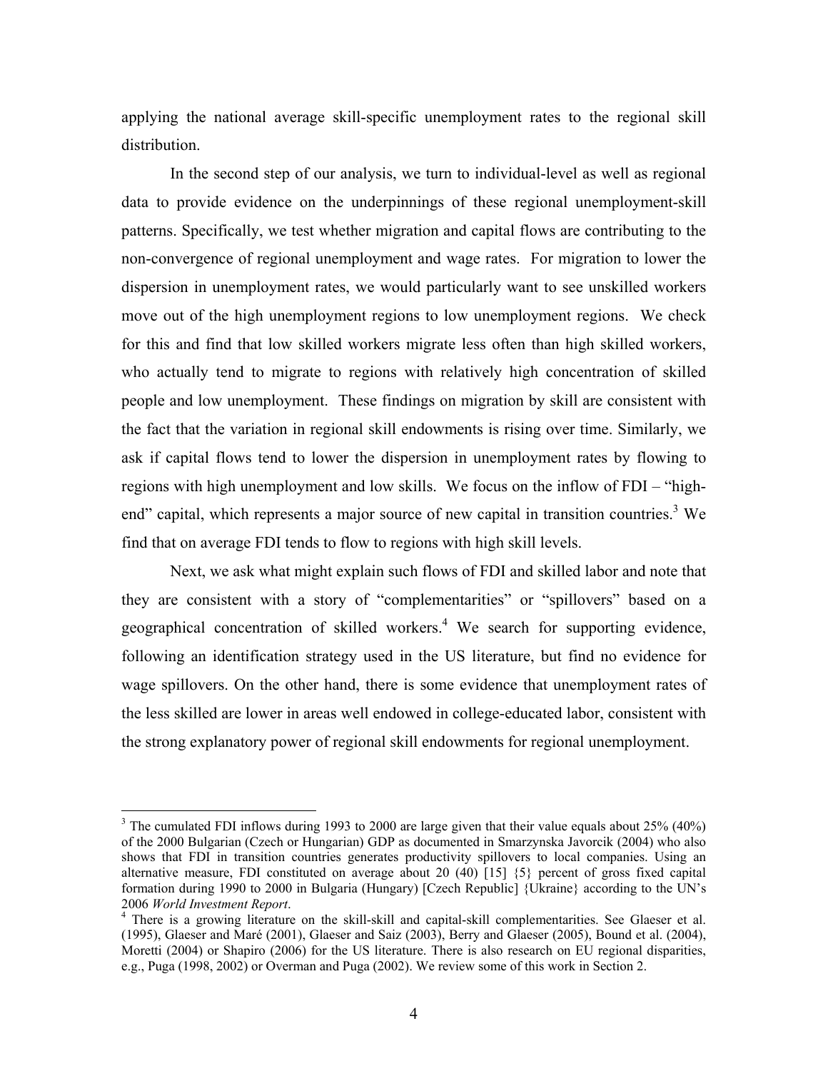applying the national average skill-specific unemployment rates to the regional skill distribution.

In the second step of our analysis, we turn to individual-level as well as regional data to provide evidence on the underpinnings of these regional unemployment-skill patterns. Specifically, we test whether migration and capital flows are contributing to the non-convergence of regional unemployment and wage rates. For migration to lower the dispersion in unemployment rates, we would particularly want to see unskilled workers move out of the high unemployment regions to low unemployment regions. We check for this and find that low skilled workers migrate less often than high skilled workers, who actually tend to migrate to regions with relatively high concentration of skilled people and low unemployment. These findings on migration by skill are consistent with the fact that the variation in regional skill endowments is rising over time. Similarly, we ask if capital flows tend to lower the dispersion in unemployment rates by flowing to regions with high unemployment and low skills. We focus on the inflow of FDI – "high-end" capital, which represents a major source of new capital in transition countries.[3] We find that on average FDI tends to flow to regions with high skill levels.

Next, we ask what might explain such flows of FDI and skilled labor and note that they are consistent with a story of "complementarities" or "spillovers" based on a geographical concentration of skilled workers.[4] We search for supporting evidence, following an identification strategy used in the US literature, but find no evidence for wage spillovers. On the other hand, there is some evidence that unemployment rates of the less skilled are lower in areas well endowed in college-educated labor, consistent with the strong explanatory power of regional skill endowments for regional unemployment.

---

[3] The cumulated FDI inflows during 1993 to 2000 are large given that their value equals about 25% (40%) of the 2000 Bulgarian (Czech or Hungarian) GDP as documented in Smarzynska Javorcik (2004) who also shows that FDI in transition countries generates productivity spillovers to local companies. Using an alternative measure, FDI constituted on average about 20 (40) [15] {5} percent of gross fixed capital formation during 1990 to 2000 in Bulgaria (Hungary) [Czech Republic] {Ukraine} according to the UN's 2006 *World Investment Report*.

[4] There is a growing literature on the skill-skill and capital-skill complementarities. See Glaeser et al. (1995), Glaeser and Maré (2001), Glaeser and Saiz (2003), Berry and Glaeser (2005), Bound et al. (2004), Moretti (2004) or Shapiro (2006) for the US literature. There is also research on EU regional disparities, e.g., Puga (1998, 2002) or Overman and Puga (2002). We review some of this work in Section 2.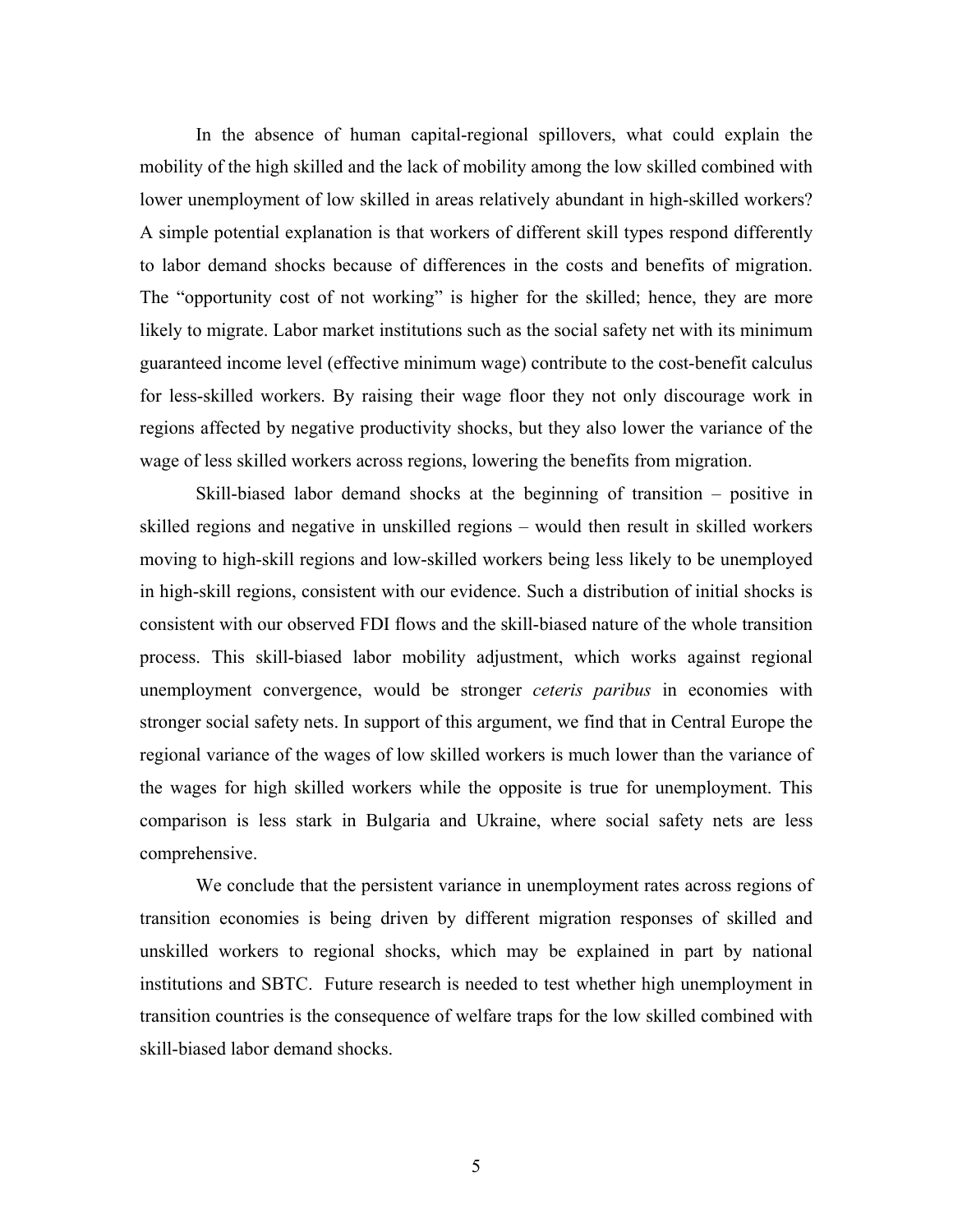In the absence of human capital-regional spillovers, what could explain the mobility of the high skilled and the lack of mobility among the low skilled combined with lower unemployment of low skilled in areas relatively abundant in high-skilled workers? A simple potential explanation is that workers of different skill types respond differently to labor demand shocks because of differences in the costs and benefits of migration. The "opportunity cost of not working" is higher for the skilled; hence, they are more likely to migrate. Labor market institutions such as the social safety net with its minimum guaranteed income level (effective minimum wage) contribute to the cost-benefit calculus for less-skilled workers. By raising their wage floor they not only discourage work in regions affected by negative productivity shocks, but they also lower the variance of the wage of less skilled workers across regions, lowering the benefits from migration.

Skill-biased labor demand shocks at the beginning of transition – positive in skilled regions and negative in unskilled regions – would then result in skilled workers moving to high-skill regions and low-skilled workers being less likely to be unemployed in high-skill regions, consistent with our evidence. Such a distribution of initial shocks is consistent with our observed FDI flows and the skill-biased nature of the whole transition process. This skill-biased labor mobility adjustment, which works against regional unemployment convergence, would be stronger *ceteris paribus* in economies with stronger social safety nets. In support of this argument, we find that in Central Europe the regional variance of the wages of low skilled workers is much lower than the variance of the wages for high skilled workers while the opposite is true for unemployment. This comparison is less stark in Bulgaria and Ukraine, where social safety nets are less comprehensive.

We conclude that the persistent variance in unemployment rates across regions of transition economies is being driven by different migration responses of skilled and unskilled workers to regional shocks, which may be explained in part by national institutions and SBTC. Future research is needed to test whether high unemployment in transition countries is the consequence of welfare traps for the low skilled combined with skill-biased labor demand shocks.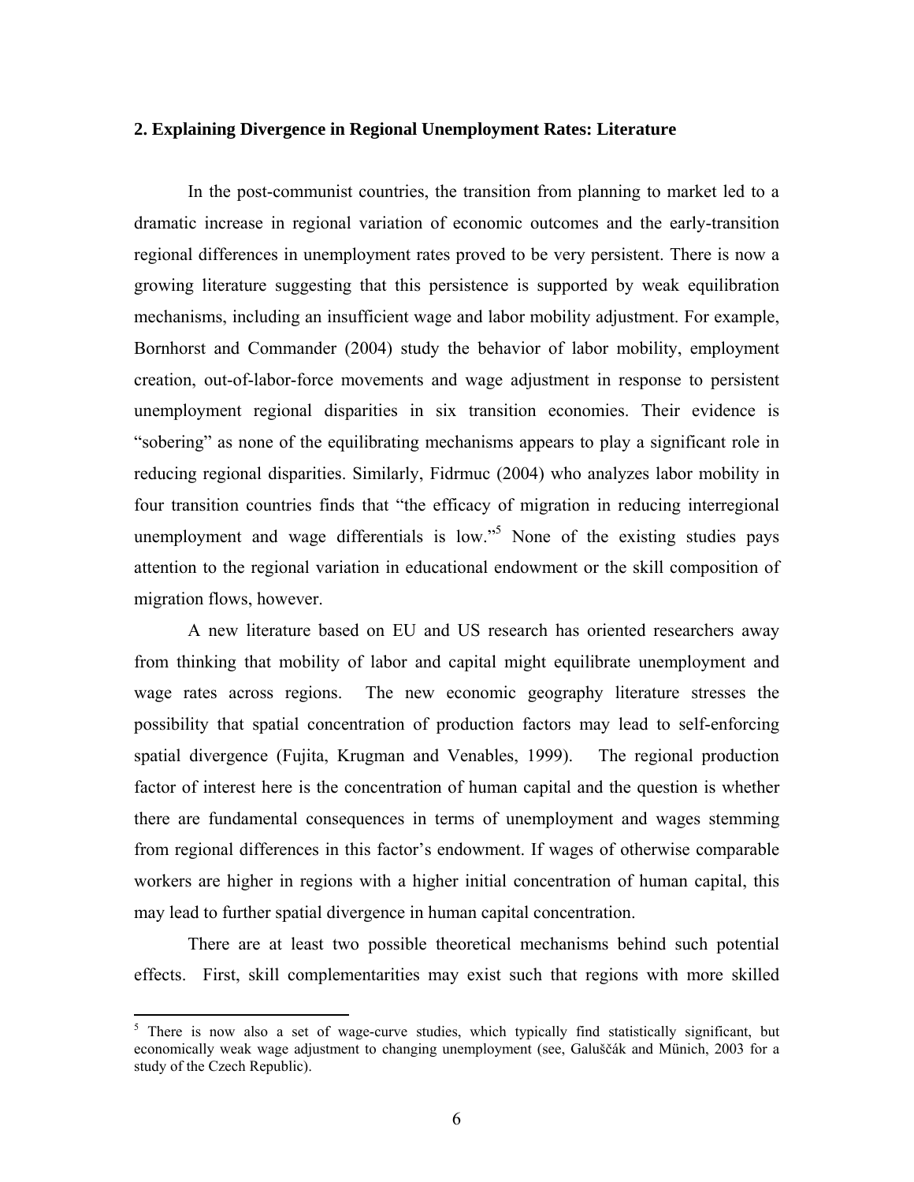## 2. Explaining Divergence in Regional Unemployment Rates: Literature

In the post-communist countries, the transition from planning to market led to a dramatic increase in regional variation of economic outcomes and the early-transition regional differences in unemployment rates proved to be very persistent. There is now a growing literature suggesting that this persistence is supported by weak equilibration mechanisms, including an insufficient wage and labor mobility adjustment. For example, Bornhorst and Commander (2004) study the behavior of labor mobility, employment creation, out-of-labor-force movements and wage adjustment in response to persistent unemployment regional disparities in six transition economies. Their evidence is "sobering" as none of the equilibrating mechanisms appears to play a significant role in reducing regional disparities. Similarly, Fidrmuc (2004) who analyzes labor mobility in four transition countries finds that "the efficacy of migration in reducing interregional unemployment and wage differentials is low."[5] None of the existing studies pays attention to the regional variation in educational endowment or the skill composition of migration flows, however.

A new literature based on EU and US research has oriented researchers away from thinking that mobility of labor and capital might equilibrate unemployment and wage rates across regions. The new economic geography literature stresses the possibility that spatial concentration of production factors may lead to self-enforcing spatial divergence (Fujita, Krugman and Venables, 1999). The regional production factor of interest here is the concentration of human capital and the question is whether there are fundamental consequences in terms of unemployment and wages stemming from regional differences in this factor's endowment. If wages of otherwise comparable workers are higher in regions with a higher initial concentration of human capital, this may lead to further spatial divergence in human capital concentration.

There are at least two possible theoretical mechanisms behind such potential effects. First, skill complementarities may exist such that regions with more skilled

[5] There is now also a set of wage-curve studies, which typically find statistically significant, but economically weak wage adjustment to changing unemployment (see, Galuščák and Münich, 2003 for a study of the Czech Republic).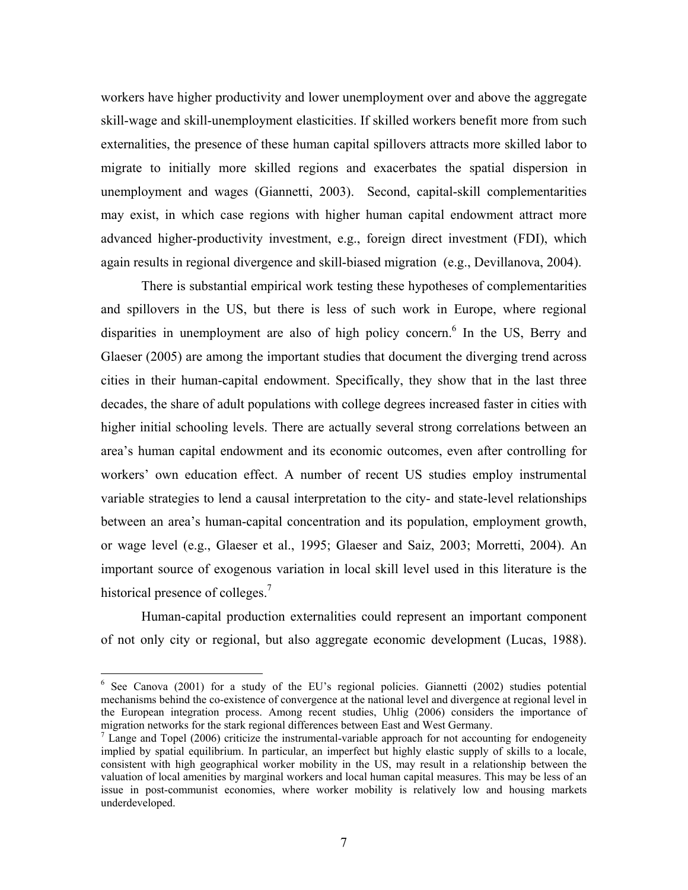workers have higher productivity and lower unemployment over and above the aggregate skill-wage and skill-unemployment elasticities. If skilled workers benefit more from such externalities, the presence of these human capital spillovers attracts more skilled labor to migrate to initially more skilled regions and exacerbates the spatial dispersion in unemployment and wages (Giannetti, 2003). Second, capital-skill complementarities may exist, in which case regions with higher human capital endowment attract more advanced higher-productivity investment, e.g., foreign direct investment (FDI), which again results in regional divergence and skill-biased migration (e.g., Devillanova, 2004).

There is substantial empirical work testing these hypotheses of complementarities and spillovers in the US, but there is less of such work in Europe, where regional disparities in unemployment are also of high policy concern.[6] In the US, Berry and Glaeser (2005) are among the important studies that document the diverging trend across cities in their human-capital endowment. Specifically, they show that in the last three decades, the share of adult populations with college degrees increased faster in cities with higher initial schooling levels. There are actually several strong correlations between an area's human capital endowment and its economic outcomes, even after controlling for workers' own education effect. A number of recent US studies employ instrumental variable strategies to lend a causal interpretation to the city- and state-level relationships between an area's human-capital concentration and its population, employment growth, or wage level (e.g., Glaeser et al., 1995; Glaeser and Saiz, 2003; Morretti, 2004). An important source of exogenous variation in local skill level used in this literature is the historical presence of colleges.[7]

Human-capital production externalities could represent an important component of not only city or regional, but also aggregate economic development (Lucas, 1988).

---

[6] See Canova (2001) for a study of the EU's regional policies. Giannetti (2002) studies potential mechanisms behind the co-existence of convergence at the national level and divergence at regional level in the European integration process. Among recent studies, Uhlig (2006) considers the importance of migration networks for the stark regional differences between East and West Germany.

[7] Lange and Topel (2006) criticize the instrumental-variable approach for not accounting for endogeneity implied by spatial equilibrium. In particular, an imperfect but highly elastic supply of skills to a locale, consistent with high geographical worker mobility in the US, may result in a relationship between the valuation of local amenities by marginal workers and local human capital measures. This may be less of an issue in post-communist economies, where worker mobility is relatively low and housing markets underdeveloped.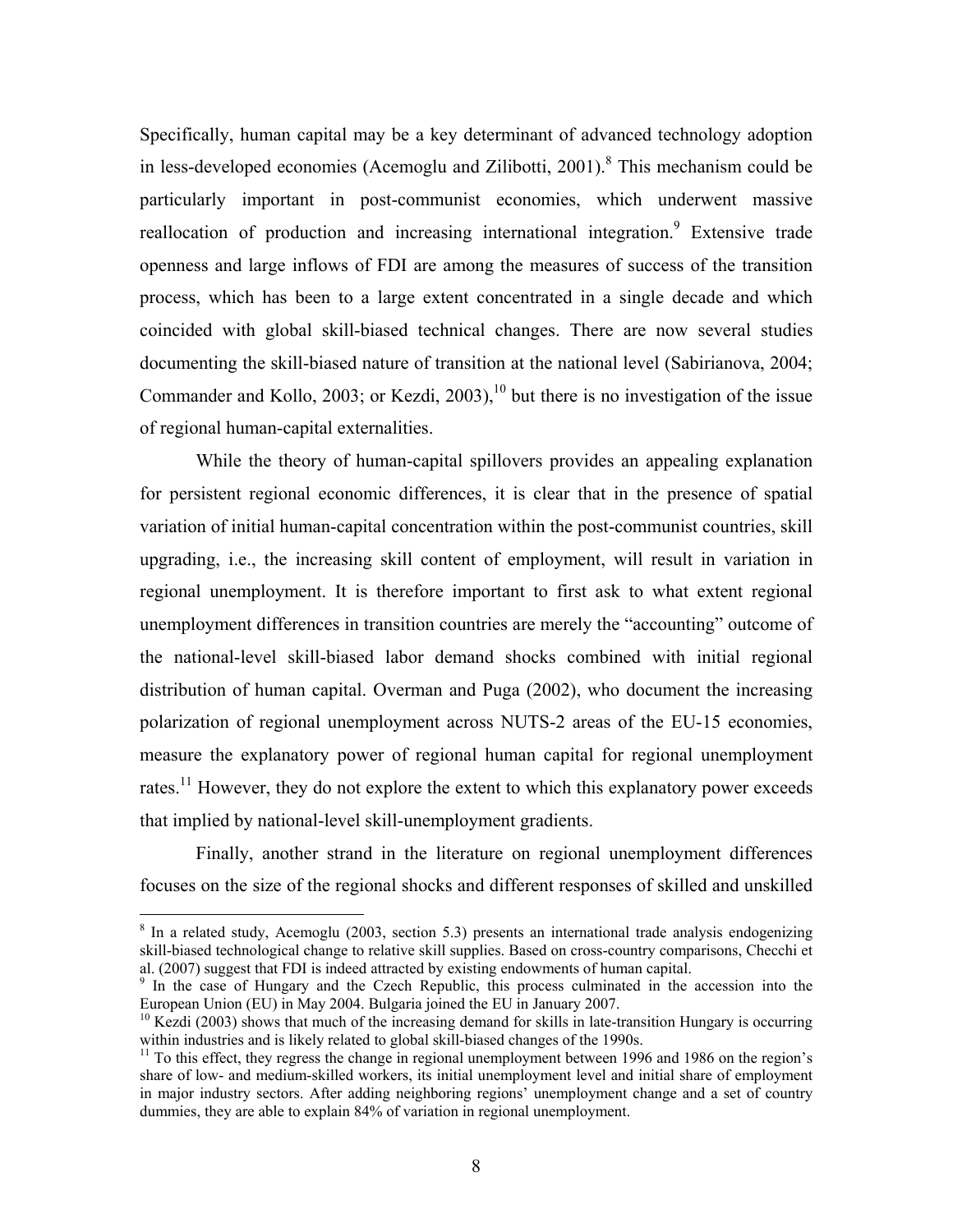Specifically, human capital may be a key determinant of advanced technology adoption in less-developed economies (Acemoglu and Zilibotti, 2001).[8] This mechanism could be particularly important in post-communist economies, which underwent massive reallocation of production and increasing international integration.[9] Extensive trade openness and large inflows of FDI are among the measures of success of the transition process, which has been to a large extent concentrated in a single decade and which coincided with global skill-biased technical changes. There are now several studies documenting the skill-biased nature of transition at the national level (Sabirianova, 2004; Commander and Kollo, 2003; or Kezdi, 2003),[10] but there is no investigation of the issue of regional human-capital externalities.

While the theory of human-capital spillovers provides an appealing explanation for persistent regional economic differences, it is clear that in the presence of spatial variation of initial human-capital concentration within the post-communist countries, skill upgrading, i.e., the increasing skill content of employment, will result in variation in regional unemployment. It is therefore important to first ask to what extent regional unemployment differences in transition countries are merely the "accounting" outcome of the national-level skill-biased labor demand shocks combined with initial regional distribution of human capital. Overman and Puga (2002), who document the increasing polarization of regional unemployment across NUTS-2 areas of the EU-15 economies, measure the explanatory power of regional human capital for regional unemployment rates.[11] However, they do not explore the extent to which this explanatory power exceeds that implied by national-level skill-unemployment gradients.

Finally, another strand in the literature on regional unemployment differences focuses on the size of the regional shocks and different responses of skilled and unskilled

---

[8] In a related study, Acemoglu (2003, section 5.3) presents an international trade analysis endogenizing skill-biased technological change to relative skill supplies. Based on cross-country comparisons, Checchi et al. (2007) suggest that FDI is indeed attracted by existing endowments of human capital.

[9] In the case of Hungary and the Czech Republic, this process culminated in the accession into the European Union (EU) in May 2004. Bulgaria joined the EU in January 2007.

[10] Kezdi (2003) shows that much of the increasing demand for skills in late-transition Hungary is occurring within industries and is likely related to global skill-biased changes of the 1990s.

[11] To this effect, they regress the change in regional unemployment between 1996 and 1986 on the region's share of low- and medium-skilled workers, its initial unemployment level and initial share of employment in major industry sectors. After adding neighboring regions' unemployment change and a set of country dummies, they are able to explain 84% of variation in regional unemployment.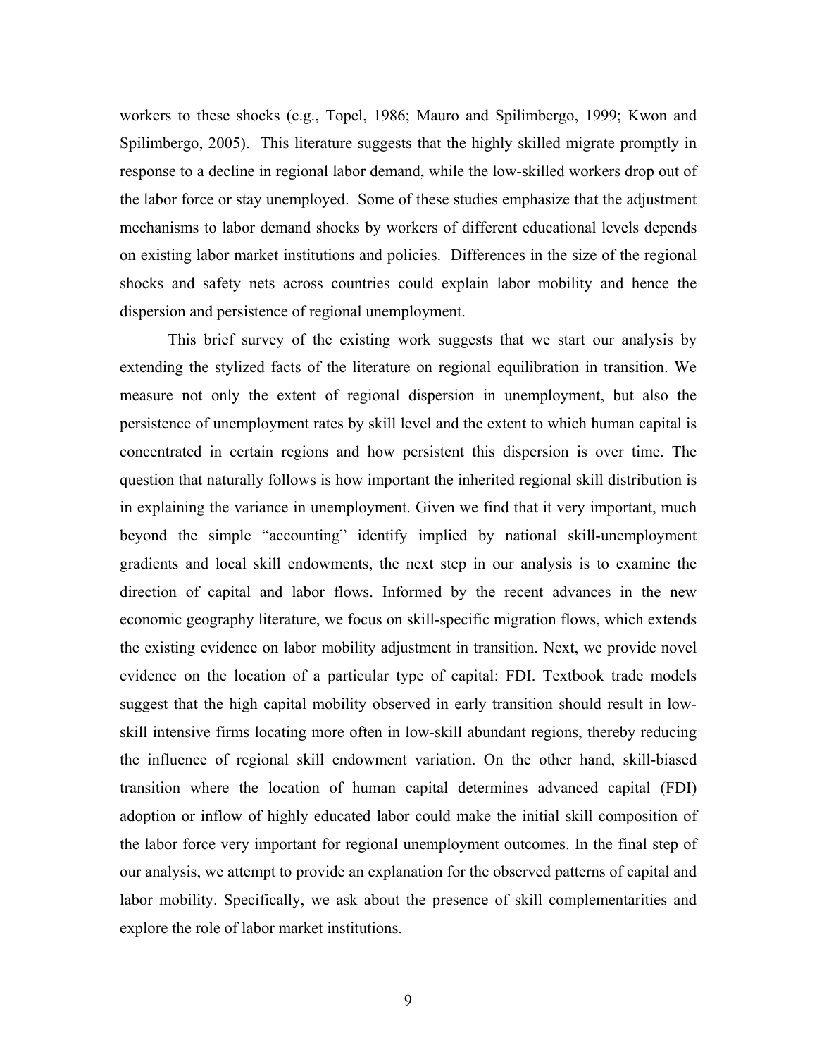workers to these shocks (e.g., Topel, 1986; Mauro and Spilimbergo, 1999; Kwon and Spilimbergo, 2005). This literature suggests that the highly skilled migrate promptly in response to a decline in regional labor demand, while the low-skilled workers drop out of the labor force or stay unemployed. Some of these studies emphasize that the adjustment mechanisms to labor demand shocks by workers of different educational levels depends on existing labor market institutions and policies. Differences in the size of the regional shocks and safety nets across countries could explain labor mobility and hence the dispersion and persistence of regional unemployment.

This brief survey of the existing work suggests that we start our analysis by extending the stylized facts of the literature on regional equilibration in transition. We measure not only the extent of regional dispersion in unemployment, but also the persistence of unemployment rates by skill level and the extent to which human capital is concentrated in certain regions and how persistent this dispersion is over time. The question that naturally follows is how important the inherited regional skill distribution is in explaining the variance in unemployment. Given we find that it very important, much beyond the simple "accounting" identify implied by national skill-unemployment gradients and local skill endowments, the next step in our analysis is to examine the direction of capital and labor flows. Informed by the recent advances in the new economic geography literature, we focus on skill-specific migration flows, which extends the existing evidence on labor mobility adjustment in transition. Next, we provide novel evidence on the location of a particular type of capital: FDI. Textbook trade models suggest that the high capital mobility observed in early transition should result in low-skill intensive firms locating more often in low-skill abundant regions, thereby reducing the influence of regional skill endowment variation. On the other hand, skill-biased transition where the location of human capital determines advanced capital (FDI) adoption or inflow of highly educated labor could make the initial skill composition of the labor force very important for regional unemployment outcomes. In the final step of our analysis, we attempt to provide an explanation for the observed patterns of capital and labor mobility. Specifically, we ask about the presence of skill complementarities and explore the role of labor market institutions.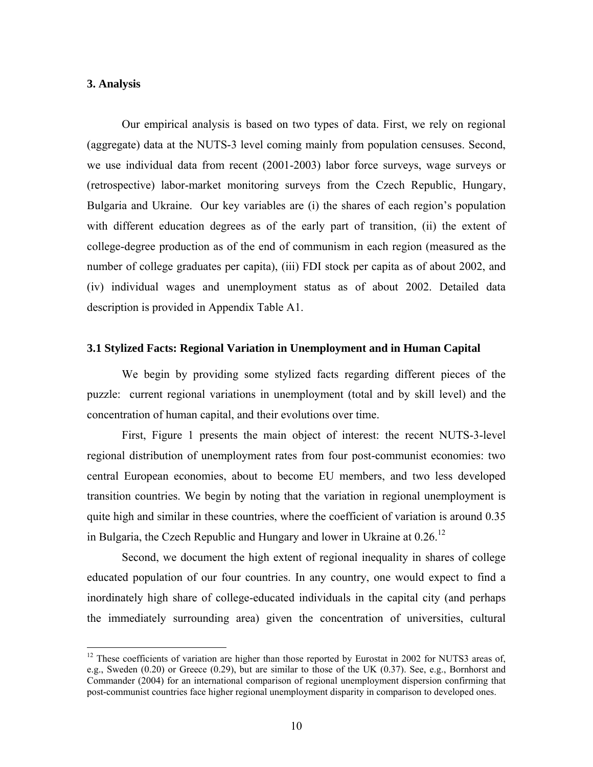## 3. Analysis

Our empirical analysis is based on two types of data. First, we rely on regional (aggregate) data at the NUTS-3 level coming mainly from population censuses. Second, we use individual data from recent (2001-2003) labor force surveys, wage surveys or (retrospective) labor-market monitoring surveys from the Czech Republic, Hungary, Bulgaria and Ukraine. Our key variables are (i) the shares of each region's population with different education degrees as of the early part of transition, (ii) the extent of college-degree production as of the end of communism in each region (measured as the number of college graduates per capita), (iii) FDI stock per capita as of about 2002, and (iv) individual wages and unemployment status as of about 2002. Detailed data description is provided in Appendix Table A1.

### 3.1 Stylized Facts: Regional Variation in Unemployment and in Human Capital

We begin by providing some stylized facts regarding different pieces of the puzzle: current regional variations in unemployment (total and by skill level) and the concentration of human capital, and their evolutions over time.

First, Figure 1 presents the main object of interest: the recent NUTS-3-level regional distribution of unemployment rates from four post-communist economies: two central European economies, about to become EU members, and two less developed transition countries. We begin by noting that the variation in regional unemployment is quite high and similar in these countries, where the coefficient of variation is around 0.35 in Bulgaria, the Czech Republic and Hungary and lower in Ukraine at 0.26.[12]

Second, we document the high extent of regional inequality in shares of college educated population of our four countries. In any country, one would expect to find a inordinately high share of college-educated individuals in the capital city (and perhaps the immediately surrounding area) given the concentration of universities, cultural

[12] These coefficients of variation are higher than those reported by Eurostat in 2002 for NUTS3 areas of, e.g., Sweden (0.20) or Greece (0.29), but are similar to those of the UK (0.37). See, e.g., Bornhorst and Commander (2004) for an international comparison of regional unemployment dispersion confirming that post-communist countries face higher regional unemployment disparity in comparison to developed ones.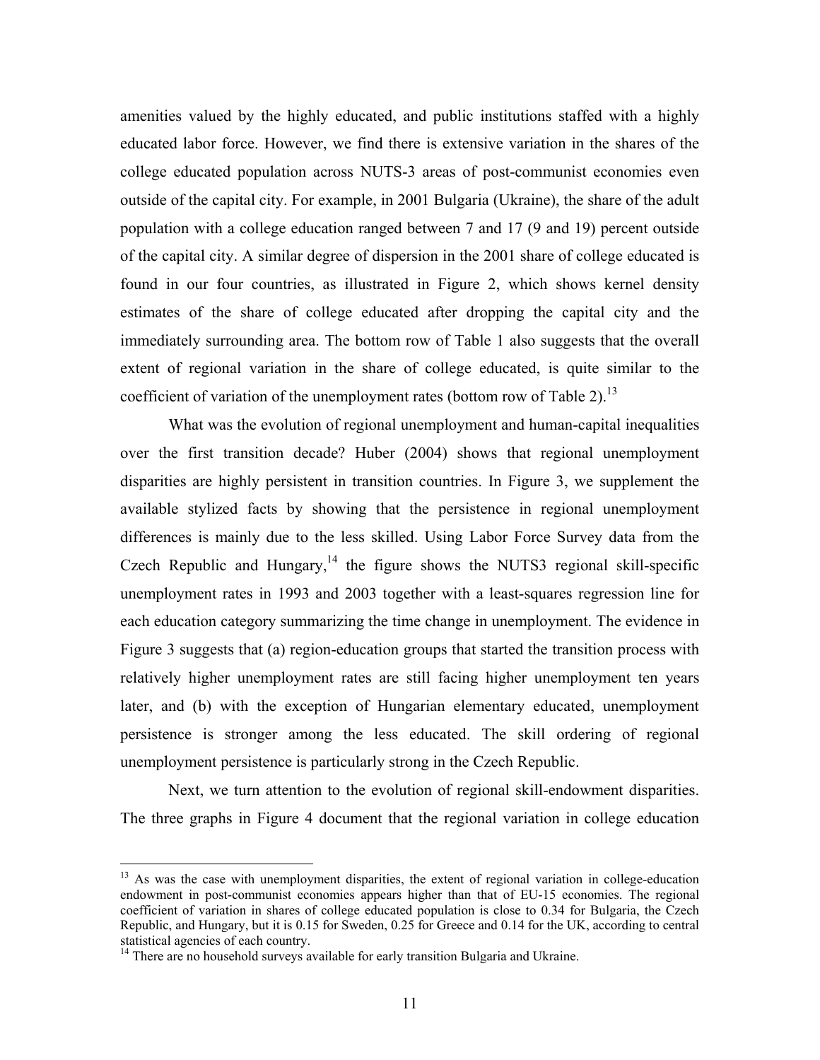amenities valued by the highly educated, and public institutions staffed with a highly educated labor force. However, we find there is extensive variation in the shares of the college educated population across NUTS-3 areas of post-communist economies even outside of the capital city. For example, in 2001 Bulgaria (Ukraine), the share of the adult population with a college education ranged between 7 and 17 (9 and 19) percent outside of the capital city. A similar degree of dispersion in the 2001 share of college educated is found in our four countries, as illustrated in Figure 2, which shows kernel density estimates of the share of college educated after dropping the capital city and the immediately surrounding area. The bottom row of Table 1 also suggests that the overall extent of regional variation in the share of college educated, is quite similar to the coefficient of variation of the unemployment rates (bottom row of Table 2).[13]

What was the evolution of regional unemployment and human-capital inequalities over the first transition decade? Huber (2004) shows that regional unemployment disparities are highly persistent in transition countries. In Figure 3, we supplement the available stylized facts by showing that the persistence in regional unemployment differences is mainly due to the less skilled. Using Labor Force Survey data from the Czech Republic and Hungary,[14] the figure shows the NUTS3 regional skill-specific unemployment rates in 1993 and 2003 together with a least-squares regression line for each education category summarizing the time change in unemployment. The evidence in Figure 3 suggests that (a) region-education groups that started the transition process with relatively higher unemployment rates are still facing higher unemployment ten years later, and (b) with the exception of Hungarian elementary educated, unemployment persistence is stronger among the less educated. The skill ordering of regional unemployment persistence is particularly strong in the Czech Republic.

Next, we turn attention to the evolution of regional skill-endowment disparities. The three graphs in Figure 4 document that the regional variation in college education

---

[13] As was the case with unemployment disparities, the extent of regional variation in college-education endowment in post-communist economies appears higher than that of EU-15 economies. The regional coefficient of variation in shares of college educated population is close to 0.34 for Bulgaria, the Czech Republic, and Hungary, but it is 0.15 for Sweden, 0.25 for Greece and 0.14 for the UK, according to central statistical agencies of each country.

[14] There are no household surveys available for early transition Bulgaria and Ukraine.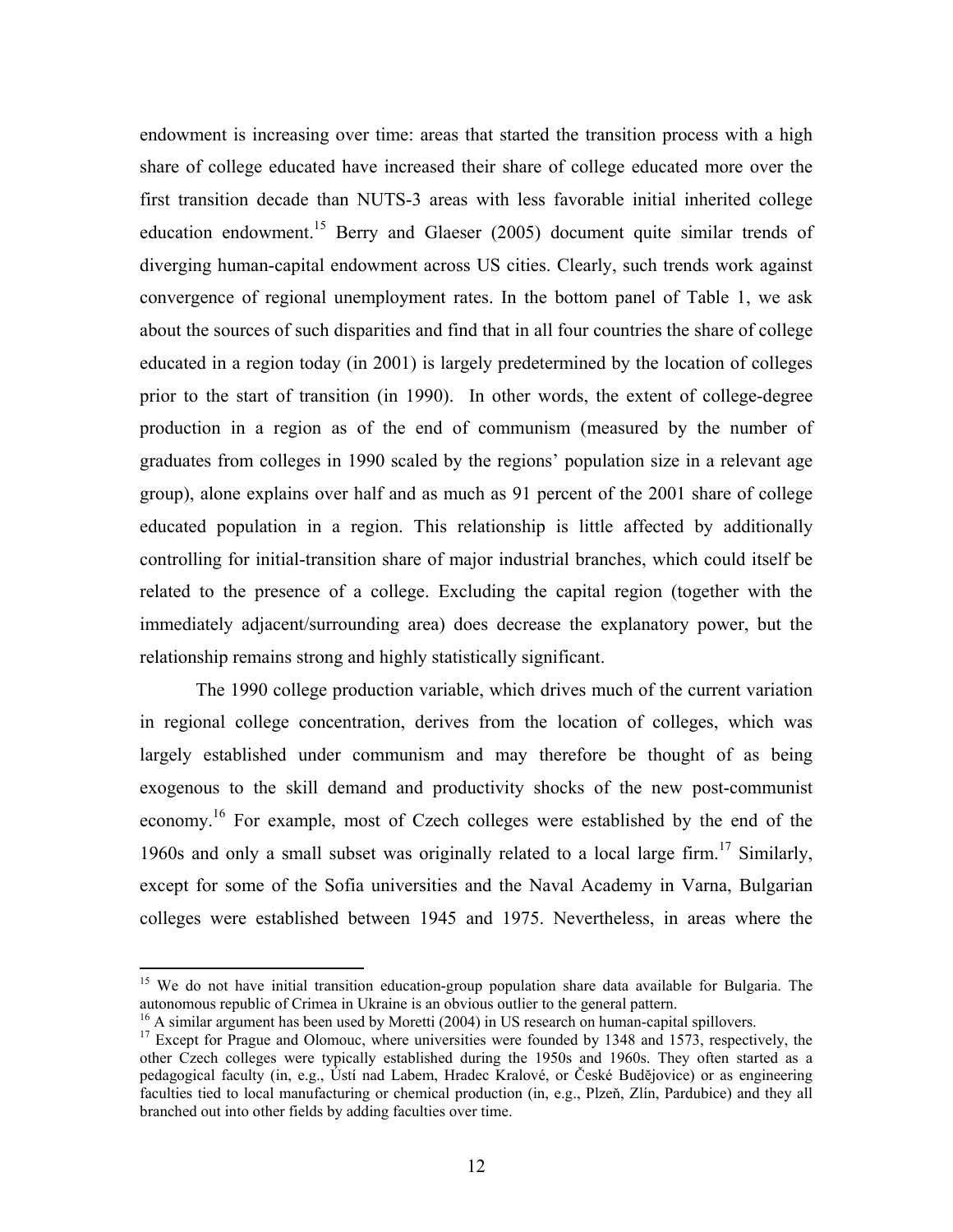endowment is increasing over time: areas that started the transition process with a high share of college educated have increased their share of college educated more over the first transition decade than NUTS-3 areas with less favorable initial inherited college education endowment.[15] Berry and Glaeser (2005) document quite similar trends of diverging human-capital endowment across US cities. Clearly, such trends work against convergence of regional unemployment rates. In the bottom panel of Table 1, we ask about the sources of such disparities and find that in all four countries the share of college educated in a region today (in 2001) is largely predetermined by the location of colleges prior to the start of transition (in 1990). In other words, the extent of college-degree production in a region as of the end of communism (measured by the number of graduates from colleges in 1990 scaled by the regions' population size in a relevant age group), alone explains over half and as much as 91 percent of the 2001 share of college educated population in a region. This relationship is little affected by additionally controlling for initial-transition share of major industrial branches, which could itself be related to the presence of a college. Excluding the capital region (together with the immediately adjacent/surrounding area) does decrease the explanatory power, but the relationship remains strong and highly statistically significant.

The 1990 college production variable, which drives much of the current variation in regional college concentration, derives from the location of colleges, which was largely established under communism and may therefore be thought of as being exogenous to the skill demand and productivity shocks of the new post-communist economy.[16] For example, most of Czech colleges were established by the end of the 1960s and only a small subset was originally related to a local large firm.[17] Similarly, except for some of the Sofia universities and the Naval Academy in Varna, Bulgarian colleges were established between 1945 and 1975. Nevertheless, in areas where the

---

[15] We do not have initial transition education-group population share data available for Bulgaria. The autonomous republic of Crimea in Ukraine is an obvious outlier to the general pattern.

[16] A similar argument has been used by Moretti (2004) in US research on human-capital spillovers.

[17] Except for Prague and Olomouc, where universities were founded by 1348 and 1573, respectively, the other Czech colleges were typically established during the 1950s and 1960s. They often started as a pedagogical faculty (in, e.g., Ústí nad Labem, Hradec Kralové, or České Budějovice) or as engineering faculties tied to local manufacturing or chemical production (in, e.g., Plzeň, Zlín, Pardubice) and they all branched out into other fields by adding faculties over time.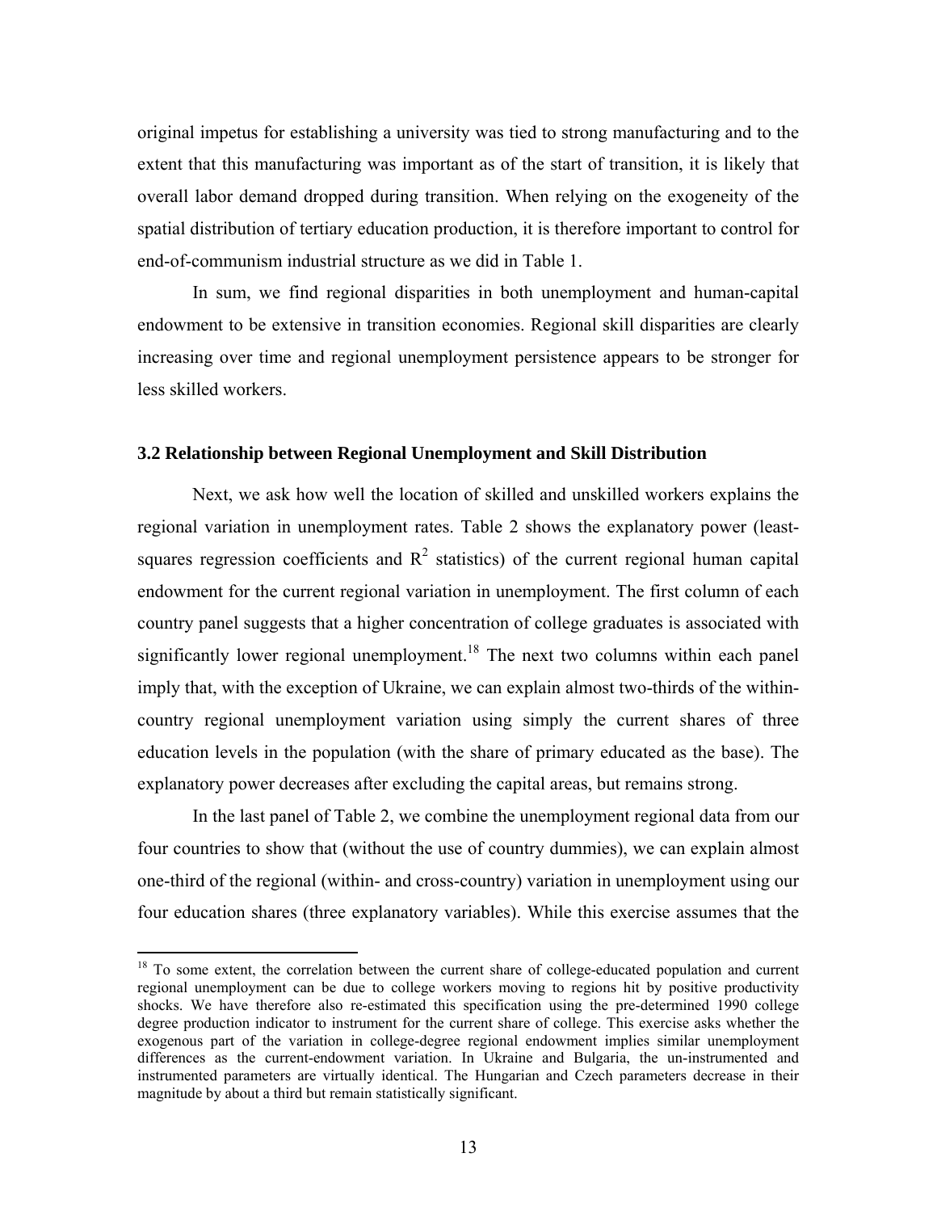original impetus for establishing a university was tied to strong manufacturing and to the extent that this manufacturing was important as of the start of transition, it is likely that overall labor demand dropped during transition. When relying on the exogeneity of the spatial distribution of tertiary education production, it is therefore important to control for end-of-communism industrial structure as we did in Table 1.

In sum, we find regional disparities in both unemployment and human-capital endowment to be extensive in transition economies. Regional skill disparities are clearly increasing over time and regional unemployment persistence appears to be stronger for less skilled workers.

### 3.2 Relationship between Regional Unemployment and Skill Distribution

Next, we ask how well the location of skilled and unskilled workers explains the regional variation in unemployment rates. Table 2 shows the explanatory power (least-squares regression coefficients and $R^2$ statistics) of the current regional human capital endowment for the current regional variation in unemployment. The first column of each country panel suggests that a higher concentration of college graduates is associated with significantly lower regional unemployment.[18] The next two columns within each panel imply that, with the exception of Ukraine, we can explain almost two-thirds of the within-country regional unemployment variation using simply the current shares of three education levels in the population (with the share of primary educated as the base). The explanatory power decreases after excluding the capital areas, but remains strong.

In the last panel of Table 2, we combine the unemployment regional data from our four countries to show that (without the use of country dummies), we can explain almost one-third of the regional (within- and cross-country) variation in unemployment using our four education shares (three explanatory variables). While this exercise assumes that the

[18] To some extent, the correlation between the current share of college-educated population and current regional unemployment can be due to college workers moving to regions hit by positive productivity shocks. We have therefore also re-estimated this specification using the pre-determined 1990 college degree production indicator to instrument for the current share of college. This exercise asks whether the exogenous part of the variation in college-degree regional endowment implies similar unemployment differences as the current-endowment variation. In Ukraine and Bulgaria, the un-instrumented and instrumented parameters are virtually identical. The Hungarian and Czech parameters decrease in their magnitude by about a third but remain statistically significant.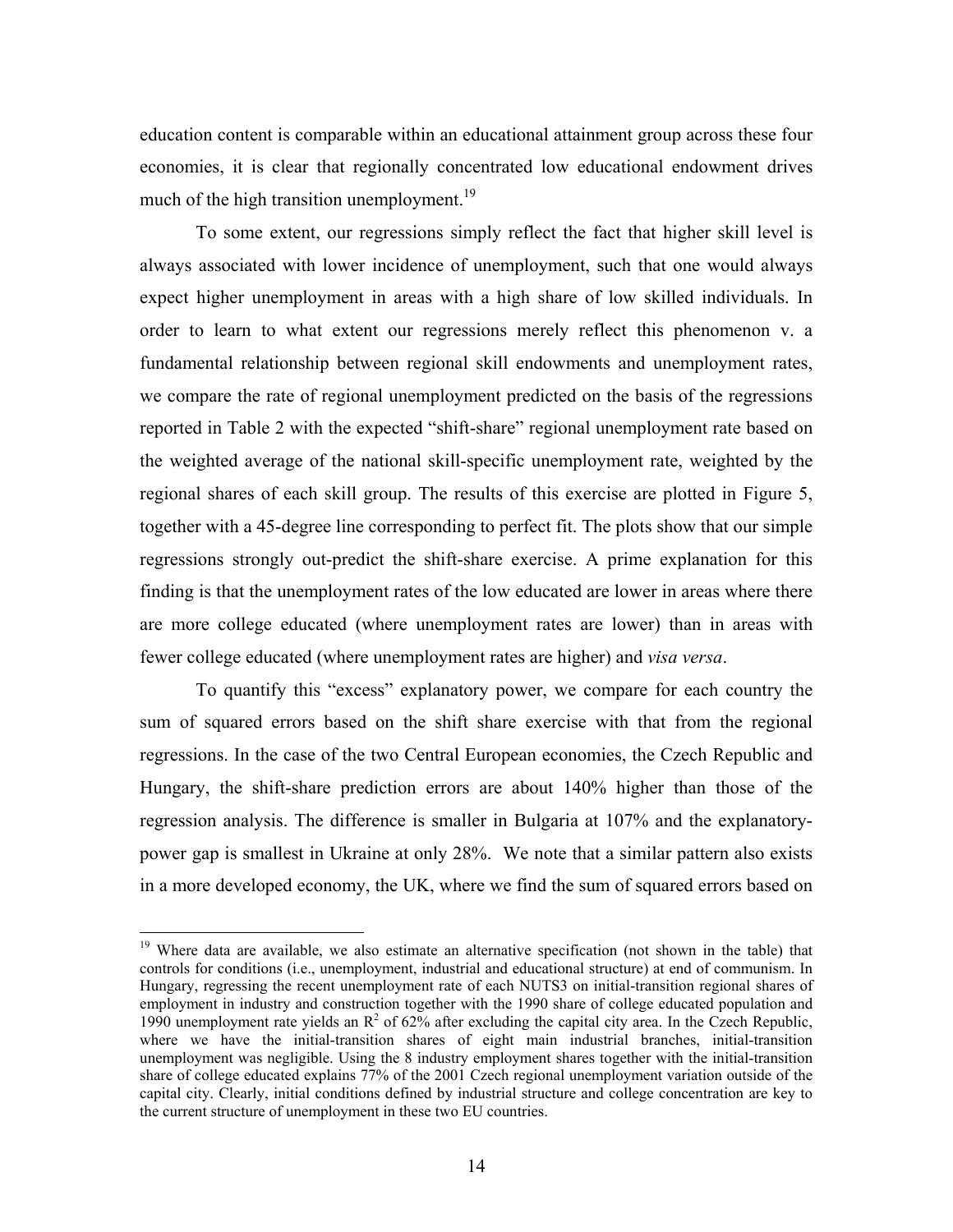education content is comparable within an educational attainment group across these four economies, it is clear that regionally concentrated low educational endowment drives much of the high transition unemployment.[19]

To some extent, our regressions simply reflect the fact that higher skill level is always associated with lower incidence of unemployment, such that one would always expect higher unemployment in areas with a high share of low skilled individuals. In order to learn to what extent our regressions merely reflect this phenomenon v. a fundamental relationship between regional skill endowments and unemployment rates, we compare the rate of regional unemployment predicted on the basis of the regressions reported in Table 2 with the expected "shift-share" regional unemployment rate based on the weighted average of the national skill-specific unemployment rate, weighted by the regional shares of each skill group. The results of this exercise are plotted in Figure 5, together with a 45-degree line corresponding to perfect fit. The plots show that our simple regressions strongly out-predict the shift-share exercise. A prime explanation for this finding is that the unemployment rates of the low educated are lower in areas where there are more college educated (where unemployment rates are lower) than in areas with fewer college educated (where unemployment rates are higher) and *visa versa*.

To quantify this "excess" explanatory power, we compare for each country the sum of squared errors based on the shift share exercise with that from the regional regressions. In the case of the two Central European economies, the Czech Republic and Hungary, the shift-share prediction errors are about 140% higher than those of the regression analysis. The difference is smaller in Bulgaria at 107% and the explanatory-power gap is smallest in Ukraine at only 28%. We note that a similar pattern also exists in a more developed economy, the UK, where we find the sum of squared errors based on

[19] Where data are available, we also estimate an alternative specification (not shown in the table) that controls for conditions (i.e., unemployment, industrial and educational structure) at end of communism. In Hungary, regressing the recent unemployment rate of each NUTS3 on initial-transition regional shares of employment in industry and construction together with the 1990 share of college educated population and 1990 unemployment rate yields an $R^2$ of 62% after excluding the capital city area. In the Czech Republic, where we have the initial-transition shares of eight main industrial branches, initial-transition unemployment was negligible. Using the 8 industry employment shares together with the initial-transition share of college educated explains 77% of the 2001 Czech regional unemployment variation outside of the capital city. Clearly, initial conditions defined by industrial structure and college concentration are key to the current structure of unemployment in these two EU countries.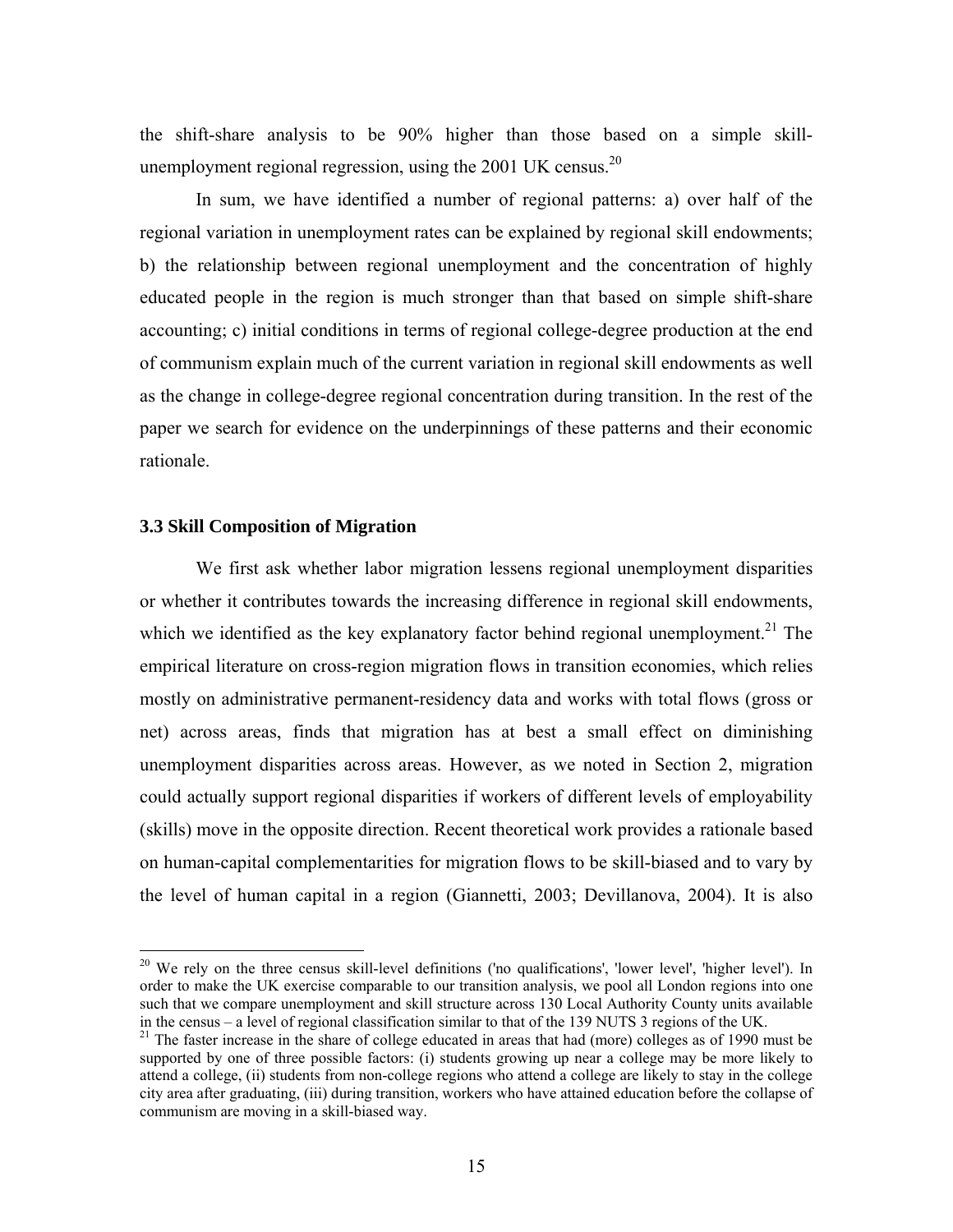the shift-share analysis to be 90% higher than those based on a simple skill-unemployment regional regression, using the 2001 UK census.[20]

In sum, we have identified a number of regional patterns: a) over half of the regional variation in unemployment rates can be explained by regional skill endowments; b) the relationship between regional unemployment and the concentration of highly educated people in the region is much stronger than that based on simple shift-share accounting; c) initial conditions in terms of regional college-degree production at the end of communism explain much of the current variation in regional skill endowments as well as the change in college-degree regional concentration during transition. In the rest of the paper we search for evidence on the underpinnings of these patterns and their economic rationale.

### 3.3 Skill Composition of Migration

We first ask whether labor migration lessens regional unemployment disparities or whether it contributes towards the increasing difference in regional skill endowments, which we identified as the key explanatory factor behind regional unemployment.[21] The empirical literature on cross-region migration flows in transition economies, which relies mostly on administrative permanent-residency data and works with total flows (gross or net) across areas, finds that migration has at best a small effect on diminishing unemployment disparities across areas. However, as we noted in Section 2, migration could actually support regional disparities if workers of different levels of employability (skills) move in the opposite direction. Recent theoretical work provides a rationale based on human-capital complementarities for migration flows to be skill-biased and to vary by the level of human capital in a region (Giannetti, 2003; Devillanova, 2004). It is also

[20] We rely on the three census skill-level definitions ('no qualifications', 'lower level', 'higher level'). In order to make the UK exercise comparable to our transition analysis, we pool all London regions into one such that we compare unemployment and skill structure across 130 Local Authority County units available in the census – a level of regional classification similar to that of the 139 NUTS 3 regions of the UK.

[21] The faster increase in the share of college educated in areas that had (more) colleges as of 1990 must be supported by one of three possible factors: (i) students growing up near a college may be more likely to attend a college, (ii) students from non-college regions who attend a college are likely to stay in the college city area after graduating, (iii) during transition, workers who have attained education before the collapse of communism are moving in a skill-biased way.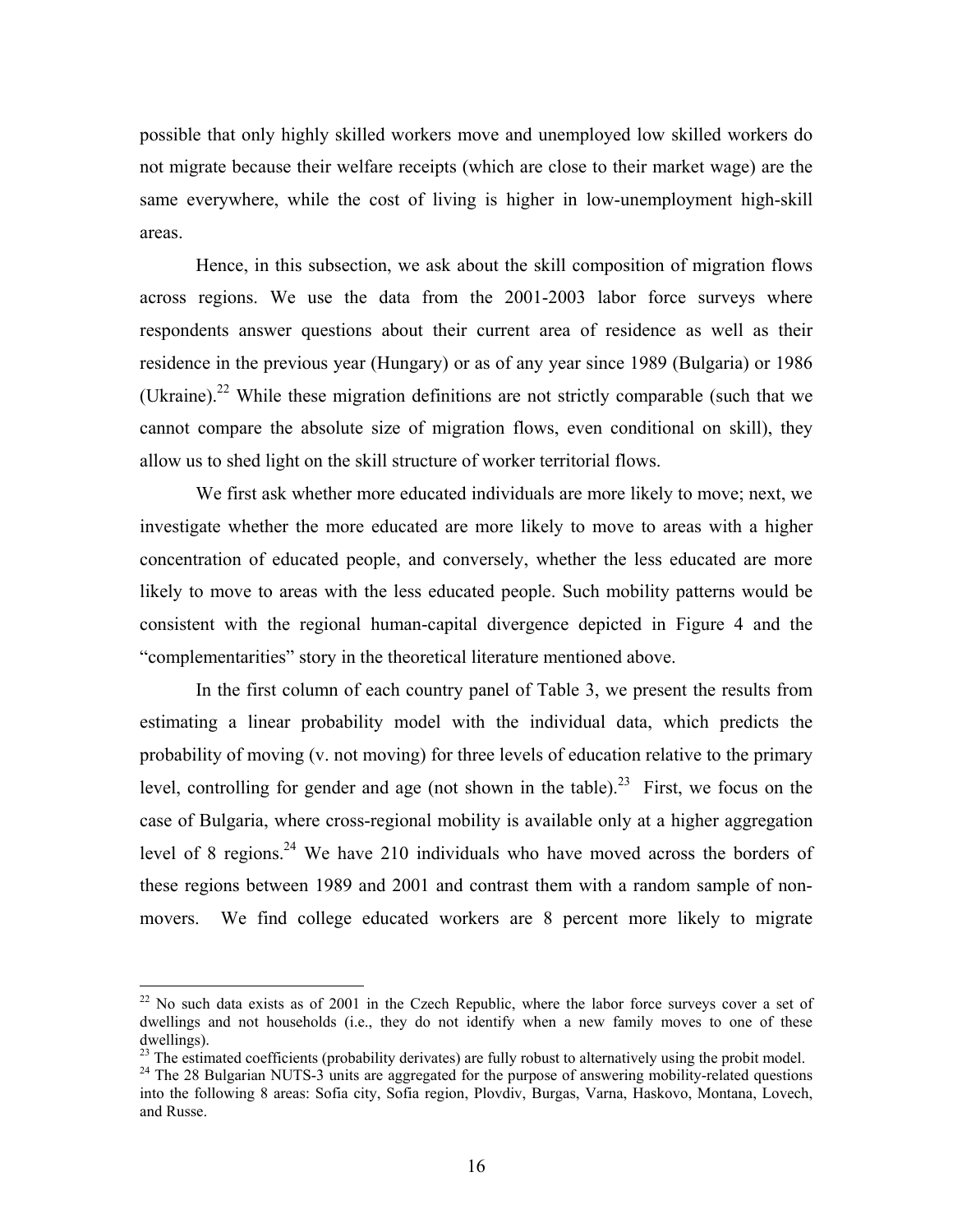possible that only highly skilled workers move and unemployed low skilled workers do not migrate because their welfare receipts (which are close to their market wage) are the same everywhere, while the cost of living is higher in low-unemployment high-skill areas.

Hence, in this subsection, we ask about the skill composition of migration flows across regions. We use the data from the 2001-2003 labor force surveys where respondents answer questions about their current area of residence as well as their residence in the previous year (Hungary) or as of any year since 1989 (Bulgaria) or 1986 (Ukraine).[22] While these migration definitions are not strictly comparable (such that we cannot compare the absolute size of migration flows, even conditional on skill), they allow us to shed light on the skill structure of worker territorial flows.

We first ask whether more educated individuals are more likely to move; next, we investigate whether the more educated are more likely to move to areas with a higher concentration of educated people, and conversely, whether the less educated are more likely to move to areas with the less educated people. Such mobility patterns would be consistent with the regional human-capital divergence depicted in Figure 4 and the "complementarities" story in the theoretical literature mentioned above.

In the first column of each country panel of Table 3, we present the results from estimating a linear probability model with the individual data, which predicts the probability of moving (v. not moving) for three levels of education relative to the primary level, controlling for gender and age (not shown in the table).[23] First, we focus on the case of Bulgaria, where cross-regional mobility is available only at a higher aggregation level of 8 regions.[24] We have 210 individuals who have moved across the borders of these regions between 1989 and 2001 and contrast them with a random sample of non-movers. We find college educated workers are 8 percent more likely to migrate

[22] No such data exists as of 2001 in the Czech Republic, where the labor force surveys cover a set of dwellings and not households (i.e., they do not identify when a new family moves to one of these dwellings).

[23] The estimated coefficients (probability derivates) are fully robust to alternatively using the probit model.

[24] The 28 Bulgarian NUTS-3 units are aggregated for the purpose of answering mobility-related questions into the following 8 areas: Sofia city, Sofia region, Plovdiv, Burgas, Varna, Haskovo, Montana, Lovech, and Russe.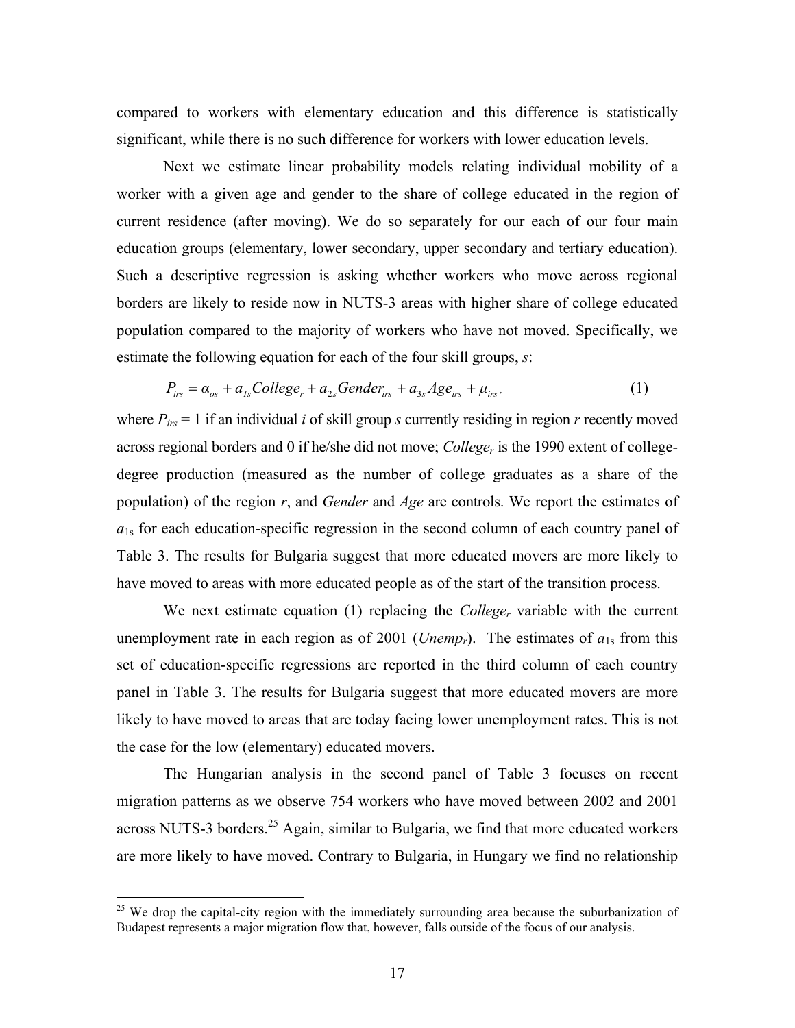compared to workers with elementary education and this difference is statistically significant, while there is no such difference for workers with lower education levels.

Next we estimate linear probability models relating individual mobility of a worker with a given age and gender to the share of college educated in the region of current residence (after moving). We do so separately for our each of our four main education groups (elementary, lower secondary, upper secondary and tertiary education). Such a descriptive regression is asking whether workers who move across regional borders are likely to reside now in NUTS-3 areas with higher share of college educated population compared to the majority of workers who have not moved. Specifically, we estimate the following equation for each of the four skill groups, *s*:

$$P_{irs} = \alpha_{os} + a_{1s}College_r + a_{2s}Gender_{irs} + a_{3s}Age_{irs} + \mu_{irs}. \tag{1}$$

where $P_{irs} = 1$ if an individual *i* of skill group *s* currently residing in region *r* recently moved across regional borders and 0 if he/she did not move; $College_r$ is the 1990 extent of college-degree production (measured as the number of college graduates as a share of the population) of the region *r*, and *Gender* and *Age* are controls. We report the estimates of $a_{1s}$ for each education-specific regression in the second column of each country panel of Table 3. The results for Bulgaria suggest that more educated movers are more likely to have moved to areas with more educated people as of the start of the transition process.

We next estimate equation (1) replacing the $College_r$ variable with the current unemployment rate in each region as of 2001 ($Unemp_r$). The estimates of $a_{1s}$ from this set of education-specific regressions are reported in the third column of each country panel in Table 3. The results for Bulgaria suggest that more educated movers are more likely to have moved to areas that are today facing lower unemployment rates. This is not the case for the low (elementary) educated movers.

The Hungarian analysis in the second panel of Table 3 focuses on recent migration patterns as we observe 754 workers who have moved between 2002 and 2001 across NUTS-3 borders.[25] Again, similar to Bulgaria, we find that more educated workers are more likely to have moved. Contrary to Bulgaria, in Hungary we find no relationship

[25] We drop the capital-city region with the immediately surrounding area because the suburbanization of Budapest represents a major migration flow that, however, falls outside of the focus of our analysis.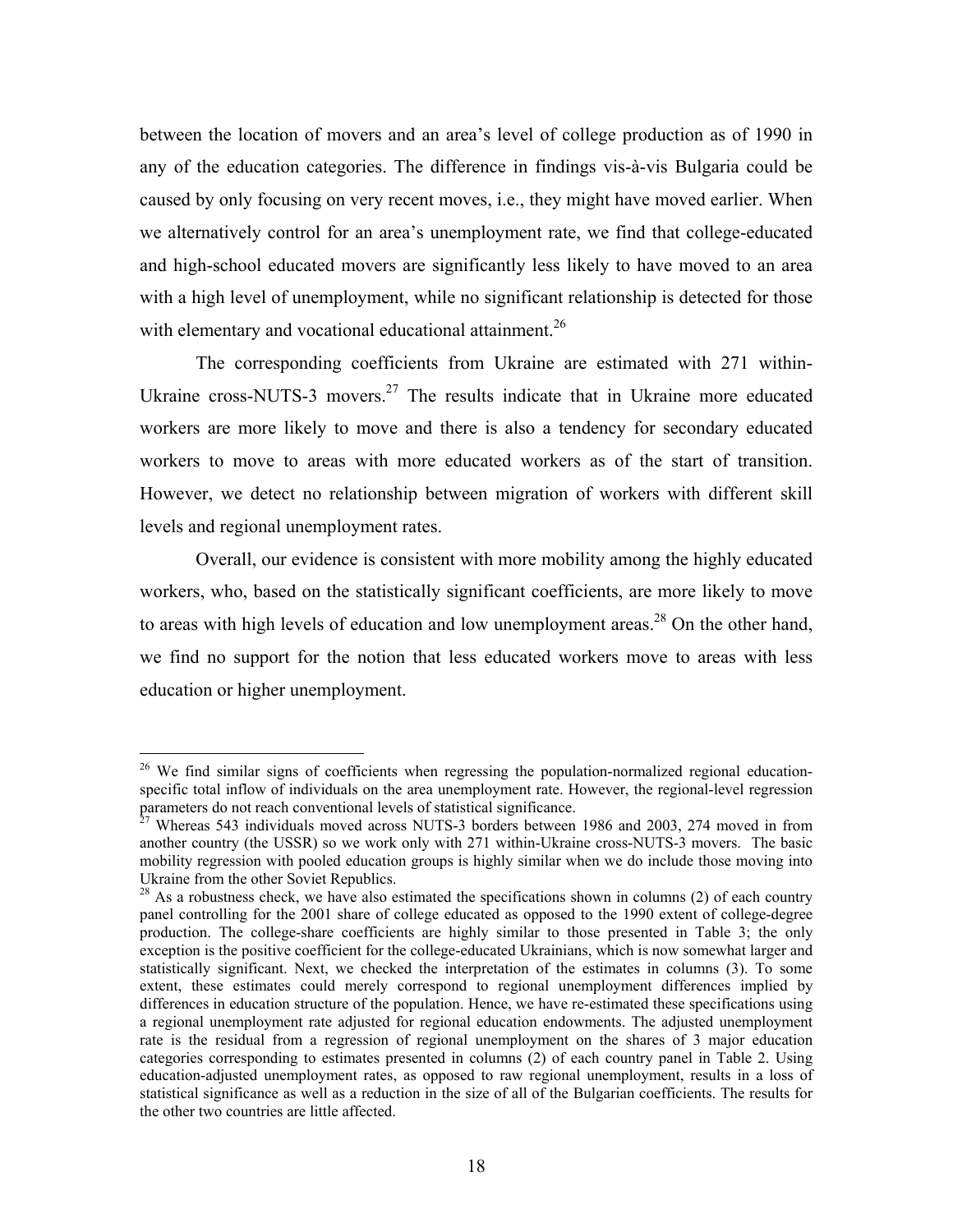between the location of movers and an area's level of college production as of 1990 in any of the education categories. The difference in findings vis-à-vis Bulgaria could be caused by only focusing on very recent moves, i.e., they might have moved earlier. When we alternatively control for an area's unemployment rate, we find that college-educated and high-school educated movers are significantly less likely to have moved to an area with a high level of unemployment, while no significant relationship is detected for those with elementary and vocational educational attainment.[26]

The corresponding coefficients from Ukraine are estimated with 271 within-Ukraine cross-NUTS-3 movers.[27] The results indicate that in Ukraine more educated workers are more likely to move and there is also a tendency for secondary educated workers to move to areas with more educated workers as of the start of transition. However, we detect no relationship between migration of workers with different skill levels and regional unemployment rates.

Overall, our evidence is consistent with more mobility among the highly educated workers, who, based on the statistically significant coefficients, are more likely to move to areas with high levels of education and low unemployment areas.[28] On the other hand, we find no support for the notion that less educated workers move to areas with less education or higher unemployment.

---

[26] We find similar signs of coefficients when regressing the population-normalized regional education-specific total inflow of individuals on the area unemployment rate. However, the regional-level regression parameters do not reach conventional levels of statistical significance.

[27] Whereas 543 individuals moved across NUTS-3 borders between 1986 and 2003, 274 moved in from another country (the USSR) so we work only with 271 within-Ukraine cross-NUTS-3 movers. The basic mobility regression with pooled education groups is highly similar when we do include those moving into Ukraine from the other Soviet Republics.

[28] As a robustness check, we have also estimated the specifications shown in columns (2) of each country panel controlling for the 2001 share of college educated as opposed to the 1990 extent of college-degree production. The college-share coefficients are highly similar to those presented in Table 3; the only exception is the positive coefficient for the college-educated Ukrainians, which is now somewhat larger and statistically significant. Next, we checked the interpretation of the estimates in columns (3). To some extent, these estimates could merely correspond to regional unemployment differences implied by differences in education structure of the population. Hence, we have re-estimated these specifications using a regional unemployment rate adjusted for regional education endowments. The adjusted unemployment rate is the residual from a regression of regional unemployment on the shares of 3 major education categories corresponding to estimates presented in columns (2) of each country panel in Table 2. Using education-adjusted unemployment rates, as opposed to raw regional unemployment, results in a loss of statistical significance as well as a reduction in the size of all of the Bulgarian coefficients. The results for the other two countries are little affected.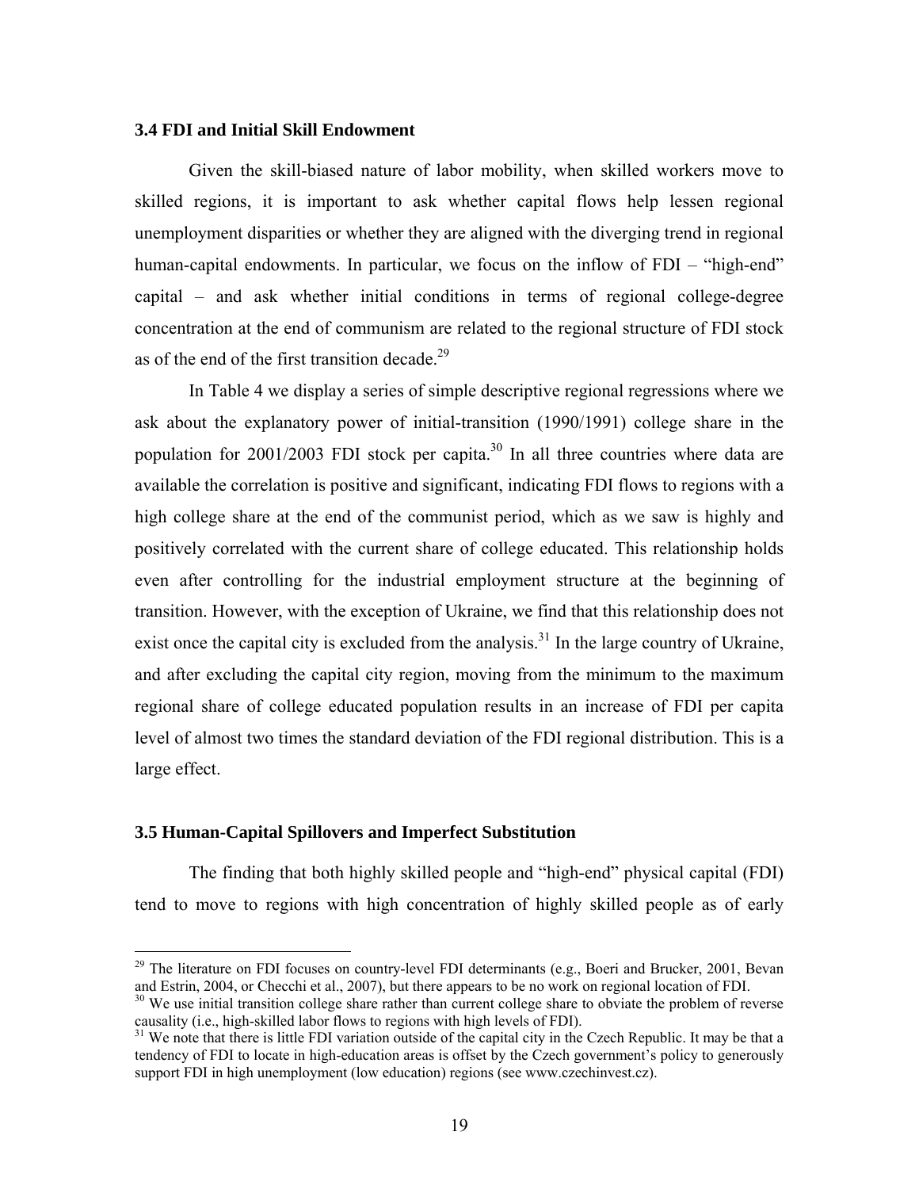### 3.4 FDI and Initial Skill Endowment

Given the skill-biased nature of labor mobility, when skilled workers move to skilled regions, it is important to ask whether capital flows help lessen regional unemployment disparities or whether they are aligned with the diverging trend in regional human-capital endowments. In particular, we focus on the inflow of FDI – "high-end" capital – and ask whether initial conditions in terms of regional college-degree concentration at the end of communism are related to the regional structure of FDI stock as of the end of the first transition decade.[29]

In Table 4 we display a series of simple descriptive regional regressions where we ask about the explanatory power of initial-transition (1990/1991) college share in the population for 2001/2003 FDI stock per capita.[30] In all three countries where data are available the correlation is positive and significant, indicating FDI flows to regions with a high college share at the end of the communist period, which as we saw is highly and positively correlated with the current share of college educated. This relationship holds even after controlling for the industrial employment structure at the beginning of transition. However, with the exception of Ukraine, we find that this relationship does not exist once the capital city is excluded from the analysis.[31] In the large country of Ukraine, and after excluding the capital city region, moving from the minimum to the maximum regional share of college educated population results in an increase of FDI per capita level of almost two times the standard deviation of the FDI regional distribution. This is a large effect.

### 3.5 Human-Capital Spillovers and Imperfect Substitution

The finding that both highly skilled people and "high-end" physical capital (FDI) tend to move to regions with high concentration of highly skilled people as of early

---

[29] The literature on FDI focuses on country-level FDI determinants (e.g., Boeri and Brucker, 2001, Bevan and Estrin, 2004, or Checchi et al., 2007), but there appears to be no work on regional location of FDI.

[30] We use initial transition college share rather than current college share to obviate the problem of reverse causality (i.e., high-skilled labor flows to regions with high levels of FDI).

[31] We note that there is little FDI variation outside of the capital city in the Czech Republic. It may be that a tendency of FDI to locate in high-education areas is offset by the Czech government's policy to generously support FDI in high unemployment (low education) regions (see www.czechinvest.cz).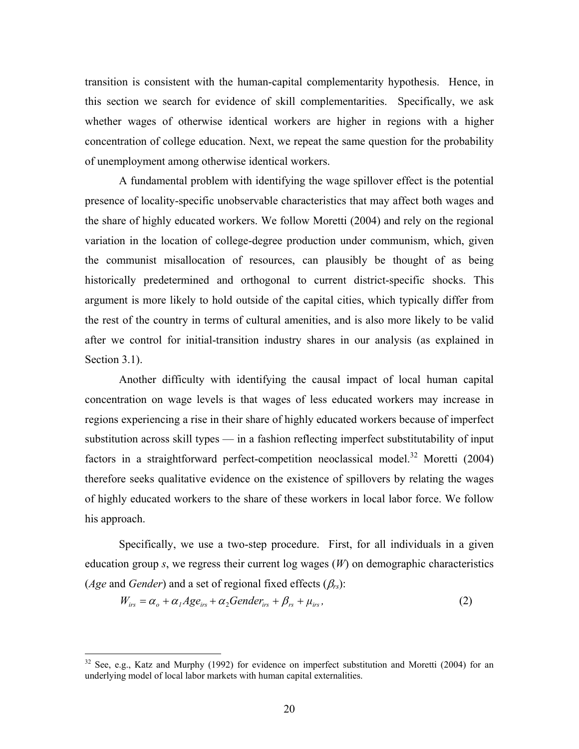transition is consistent with the human-capital complementarity hypothesis. Hence, in this section we search for evidence of skill complementarities. Specifically, we ask whether wages of otherwise identical workers are higher in regions with a higher concentration of college education. Next, we repeat the same question for the probability of unemployment among otherwise identical workers.

A fundamental problem with identifying the wage spillover effect is the potential presence of locality-specific unobservable characteristics that may affect both wages and the share of highly educated workers. We follow Moretti (2004) and rely on the regional variation in the location of college-degree production under communism, which, given the communist misallocation of resources, can plausibly be thought of as being historically predetermined and orthogonal to current district-specific shocks. This argument is more likely to hold outside of the capital cities, which typically differ from the rest of the country in terms of cultural amenities, and is also more likely to be valid after we control for initial-transition industry shares in our analysis (as explained in Section 3.1).

Another difficulty with identifying the causal impact of local human capital concentration on wage levels is that wages of less educated workers may increase in regions experiencing a rise in their share of highly educated workers because of imperfect substitution across skill types — in a fashion reflecting imperfect substitutability of input factors in a straightforward perfect-competition neoclassical model.[32] Moretti (2004) therefore seeks qualitative evidence on the existence of spillovers by relating the wages of highly educated workers to the share of these workers in local labor force. We follow his approach.

Specifically, we use a two-step procedure. First, for all individuals in a given education group $s$, we regress their current log wages ($W$) on demographic characteristics (*Age* and *Gender*) and a set of regional fixed effects ($\beta_{rs}$):

$$W_{irs} = \alpha_o + \alpha_1 Age_{irs} + \alpha_2 Gender_{irs} + \beta_{rs} + \mu_{irs}, \tag{2}$$

[32] See, e.g., Katz and Murphy (1992) for evidence on imperfect substitution and Moretti (2004) for an underlying model of local labor markets with human capital externalities.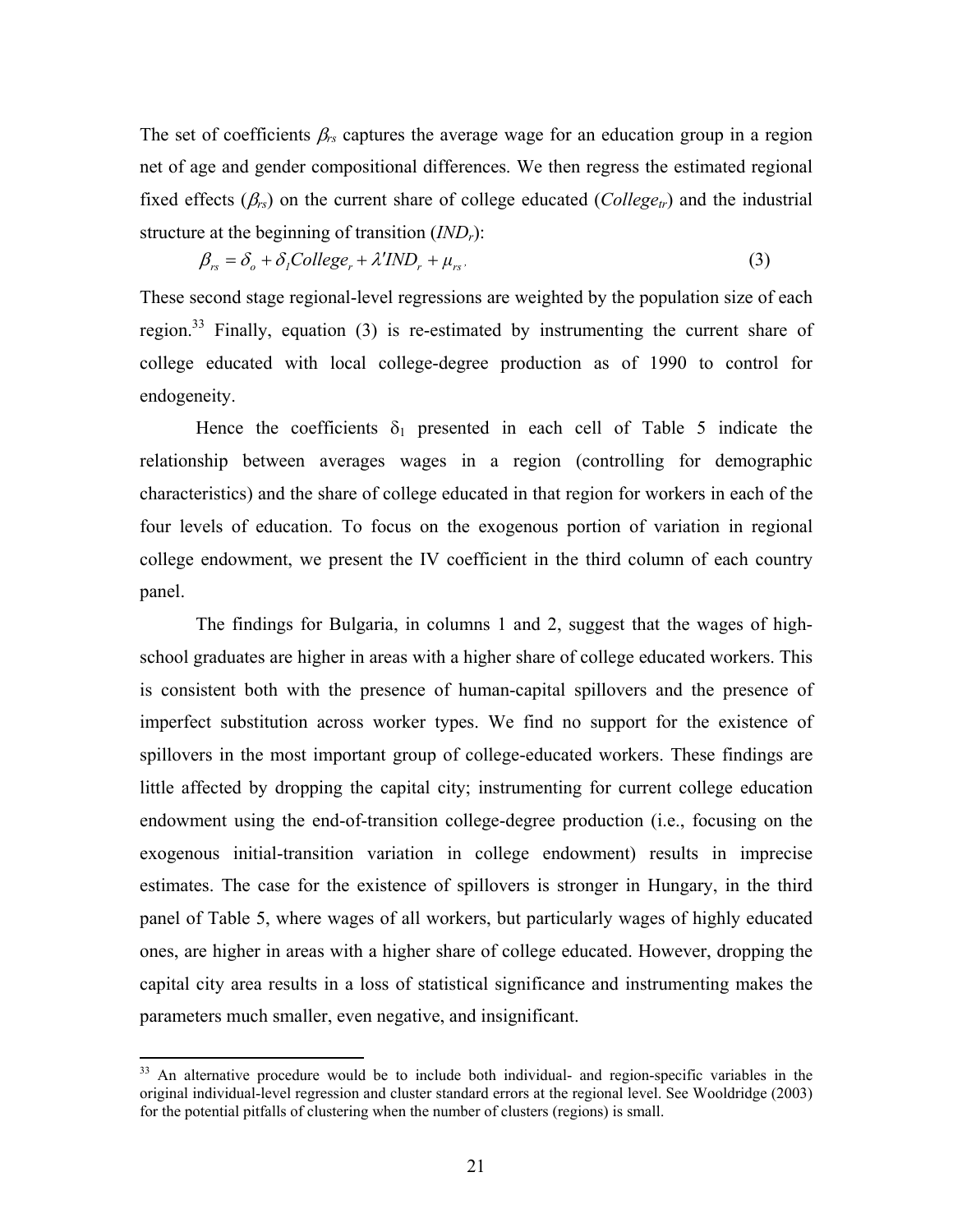The set of coefficients $\beta_{rs}$ captures the average wage for an education group in a region net of age and gender compositional differences. We then regress the estimated regional fixed effects ($\beta_{rs}$) on the current share of college educated ($College_{tr}$) and the industrial structure at the beginning of transition ($IND_r$):

$$\beta_{rs} = \delta_o + \delta_1 College_r + \lambda' IND_r + \mu_{rs}. \tag{3}$$

These second stage regional-level regressions are weighted by the population size of each region.[33] Finally, equation (3) is re-estimated by instrumenting the current share of college educated with local college-degree production as of 1990 to control for endogeneity.

Hence the coefficients $\delta_1$ presented in each cell of Table 5 indicate the relationship between averages wages in a region (controlling for demographic characteristics) and the share of college educated in that region for workers in each of the four levels of education. To focus on the exogenous portion of variation in regional college endowment, we present the IV coefficient in the third column of each country panel.

The findings for Bulgaria, in columns 1 and 2, suggest that the wages of high-school graduates are higher in areas with a higher share of college educated workers. This is consistent both with the presence of human-capital spillovers and the presence of imperfect substitution across worker types. We find no support for the existence of spillovers in the most important group of college-educated workers. These findings are little affected by dropping the capital city; instrumenting for current college education endowment using the end-of-transition college-degree production (i.e., focusing on the exogenous initial-transition variation in college endowment) results in imprecise estimates. The case for the existence of spillovers is stronger in Hungary, in the third panel of Table 5, where wages of all workers, but particularly wages of highly educated ones, are higher in areas with a higher share of college educated. However, dropping the capital city area results in a loss of statistical significance and instrumenting makes the parameters much smaller, even negative, and insignificant.

[33] An alternative procedure would be to include both individual- and region-specific variables in the original individual-level regression and cluster standard errors at the regional level. See Wooldridge (2003) for the potential pitfalls of clustering when the number of clusters (regions) is small.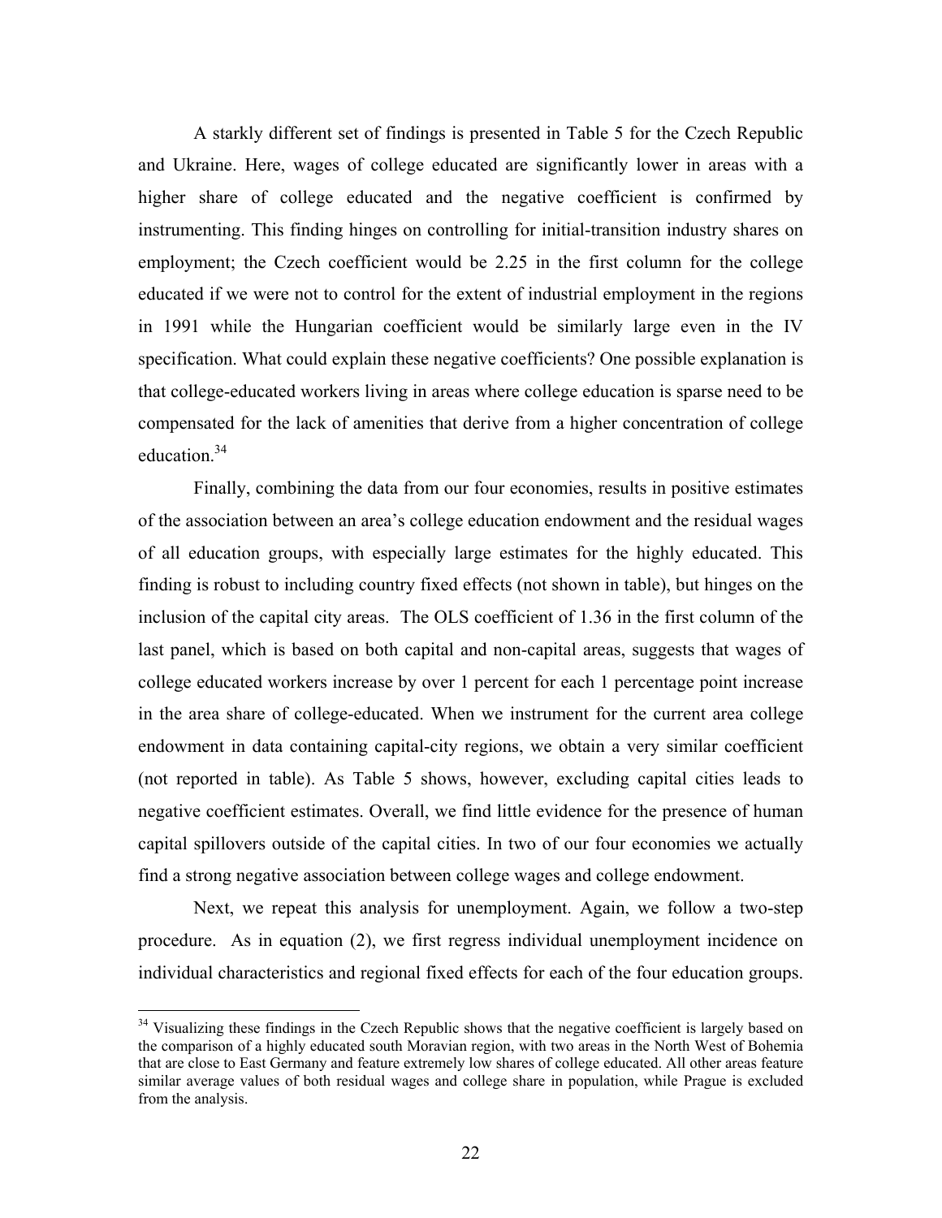A starkly different set of findings is presented in Table 5 for the Czech Republic and Ukraine. Here, wages of college educated are significantly lower in areas with a higher share of college educated and the negative coefficient is confirmed by instrumenting. This finding hinges on controlling for initial-transition industry shares on employment; the Czech coefficient would be 2.25 in the first column for the college educated if we were not to control for the extent of industrial employment in the regions in 1991 while the Hungarian coefficient would be similarly large even in the IV specification. What could explain these negative coefficients? One possible explanation is that college-educated workers living in areas where college education is sparse need to be compensated for the lack of amenities that derive from a higher concentration of college education.[34]

Finally, combining the data from our four economies, results in positive estimates of the association between an area's college education endowment and the residual wages of all education groups, with especially large estimates for the highly educated. This finding is robust to including country fixed effects (not shown in table), but hinges on the inclusion of the capital city areas. The OLS coefficient of 1.36 in the first column of the last panel, which is based on both capital and non-capital areas, suggests that wages of college educated workers increase by over 1 percent for each 1 percentage point increase in the area share of college-educated. When we instrument for the current area college endowment in data containing capital-city regions, we obtain a very similar coefficient (not reported in table). As Table 5 shows, however, excluding capital cities leads to negative coefficient estimates. Overall, we find little evidence for the presence of human capital spillovers outside of the capital cities. In two of our four economies we actually find a strong negative association between college wages and college endowment.

Next, we repeat this analysis for unemployment. Again, we follow a two-step procedure. As in equation (2), we first regress individual unemployment incidence on individual characteristics and regional fixed effects for each of the four education groups.

[34] Visualizing these findings in the Czech Republic shows that the negative coefficient is largely based on the comparison of a highly educated south Moravian region, with two areas in the North West of Bohemia that are close to East Germany and feature extremely low shares of college educated. All other areas feature similar average values of both residual wages and college share in population, while Prague is excluded from the analysis.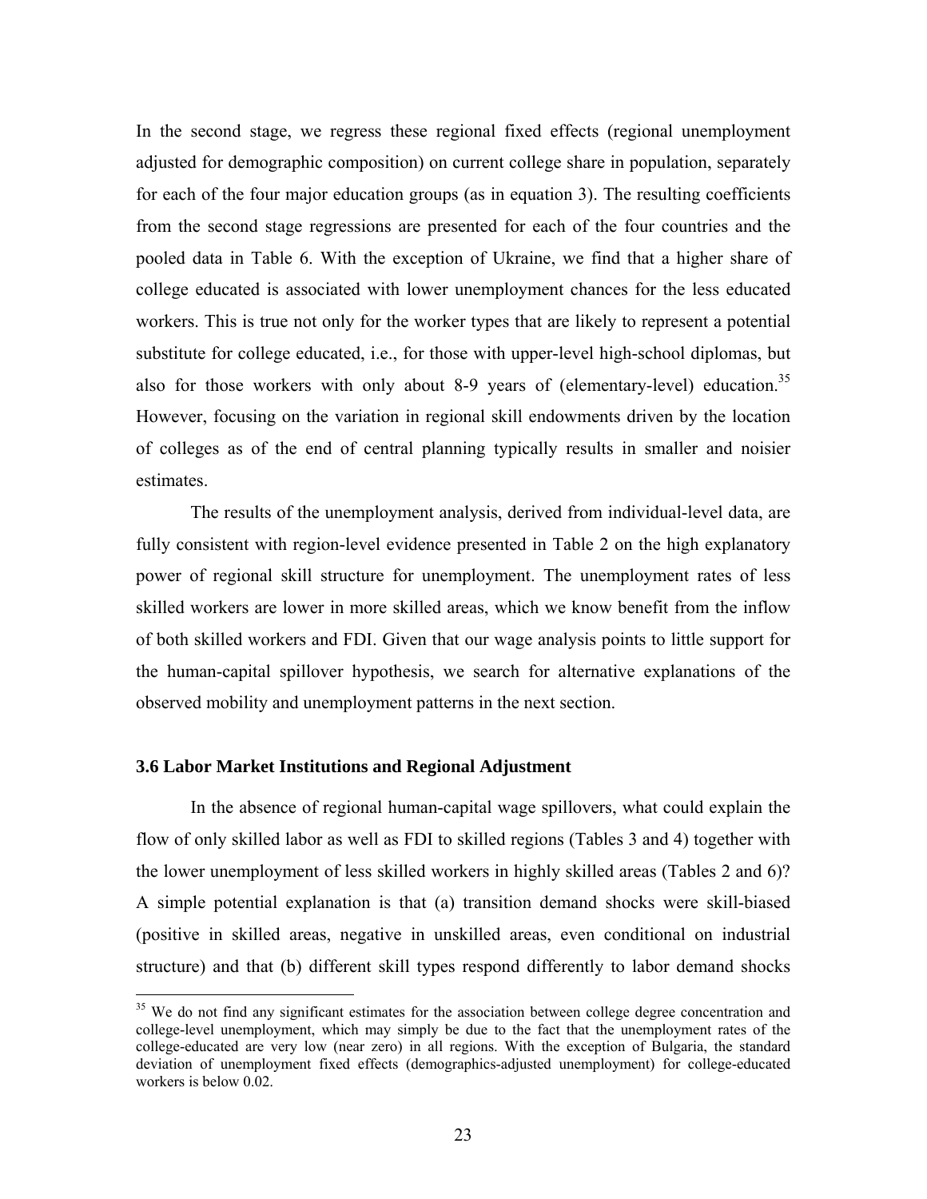In the second stage, we regress these regional fixed effects (regional unemployment adjusted for demographic composition) on current college share in population, separately for each of the four major education groups (as in equation 3). The resulting coefficients from the second stage regressions are presented for each of the four countries and the pooled data in Table 6. With the exception of Ukraine, we find that a higher share of college educated is associated with lower unemployment chances for the less educated workers. This is true not only for the worker types that are likely to represent a potential substitute for college educated, i.e., for those with upper-level high-school diplomas, but also for those workers with only about 8-9 years of (elementary-level) education.[35] However, focusing on the variation in regional skill endowments driven by the location of colleges as of the end of central planning typically results in smaller and noisier estimates.

The results of the unemployment analysis, derived from individual-level data, are fully consistent with region-level evidence presented in Table 2 on the high explanatory power of regional skill structure for unemployment. The unemployment rates of less skilled workers are lower in more skilled areas, which we know benefit from the inflow of both skilled workers and FDI. Given that our wage analysis points to little support for the human-capital spillover hypothesis, we search for alternative explanations of the observed mobility and unemployment patterns in the next section.

### 3.6 Labor Market Institutions and Regional Adjustment

In the absence of regional human-capital wage spillovers, what could explain the flow of only skilled labor as well as FDI to skilled regions (Tables 3 and 4) together with the lower unemployment of less skilled workers in highly skilled areas (Tables 2 and 6)? A simple potential explanation is that (a) transition demand shocks were skill-biased (positive in skilled areas, negative in unskilled areas, even conditional on industrial structure) and that (b) different skill types respond differently to labor demand shocks

[35] We do not find any significant estimates for the association between college degree concentration and college-level unemployment, which may simply be due to the fact that the unemployment rates of the college-educated are very low (near zero) in all regions. With the exception of Bulgaria, the standard deviation of unemployment fixed effects (demographics-adjusted unemployment) for college-educated workers is below 0.02.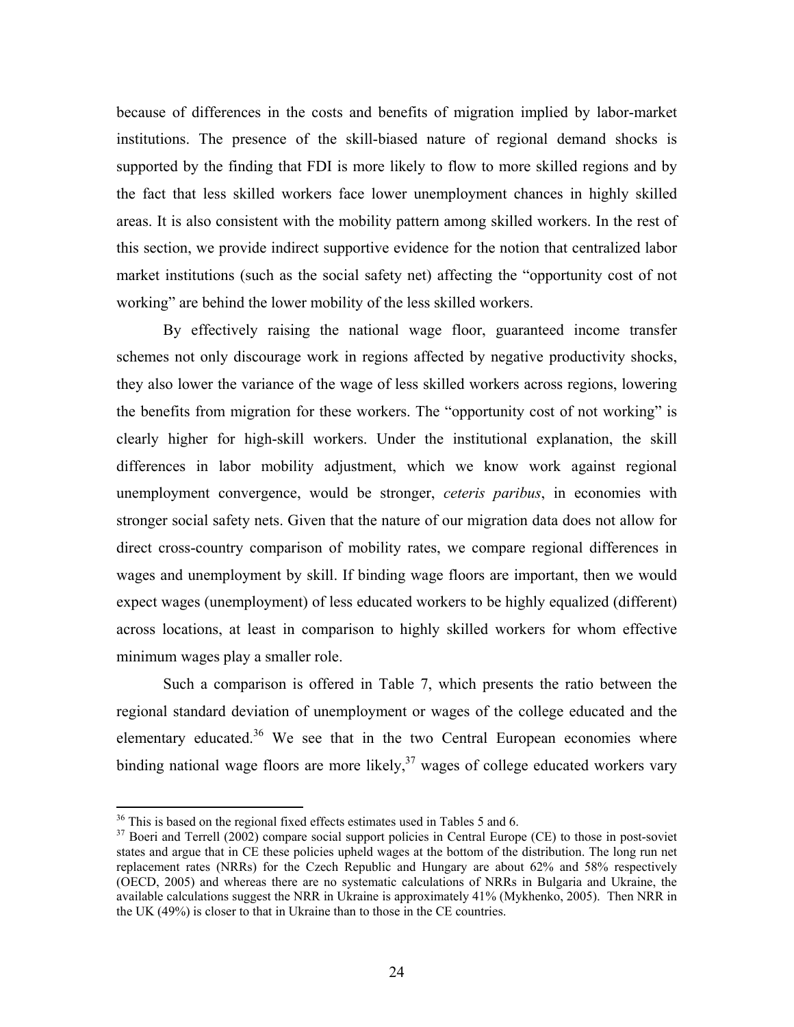because of differences in the costs and benefits of migration implied by labor-market institutions. The presence of the skill-biased nature of regional demand shocks is supported by the finding that FDI is more likely to flow to more skilled regions and by the fact that less skilled workers face lower unemployment chances in highly skilled areas. It is also consistent with the mobility pattern among skilled workers. In the rest of this section, we provide indirect supportive evidence for the notion that centralized labor market institutions (such as the social safety net) affecting the "opportunity cost of not working" are behind the lower mobility of the less skilled workers.

By effectively raising the national wage floor, guaranteed income transfer schemes not only discourage work in regions affected by negative productivity shocks, they also lower the variance of the wage of less skilled workers across regions, lowering the benefits from migration for these workers. The "opportunity cost of not working" is clearly higher for high-skill workers. Under the institutional explanation, the skill differences in labor mobility adjustment, which we know work against regional unemployment convergence, would be stronger, *ceteris paribus*, in economies with stronger social safety nets. Given that the nature of our migration data does not allow for direct cross-country comparison of mobility rates, we compare regional differences in wages and unemployment by skill. If binding wage floors are important, then we would expect wages (unemployment) of less educated workers to be highly equalized (different) across locations, at least in comparison to highly skilled workers for whom effective minimum wages play a smaller role.

Such a comparison is offered in Table 7, which presents the ratio between the regional standard deviation of unemployment or wages of the college educated and the elementary educated.[36] We see that in the two Central European economies where binding national wage floors are more likely,[37] wages of college educated workers vary

---

[36] This is based on the regional fixed effects estimates used in Tables 5 and 6.

[37] Boeri and Terrell (2002) compare social support policies in Central Europe (CE) to those in post-soviet states and argue that in CE these policies upheld wages at the bottom of the distribution. The long run net replacement rates (NRRs) for the Czech Republic and Hungary are about 62% and 58% respectively (OECD, 2005) and whereas there are no systematic calculations of NRRs in Bulgaria and Ukraine, the available calculations suggest the NRR in Ukraine is approximately 41% (Mykhenko, 2005). Then NRR in the UK (49%) is closer to that in Ukraine than to those in the CE countries.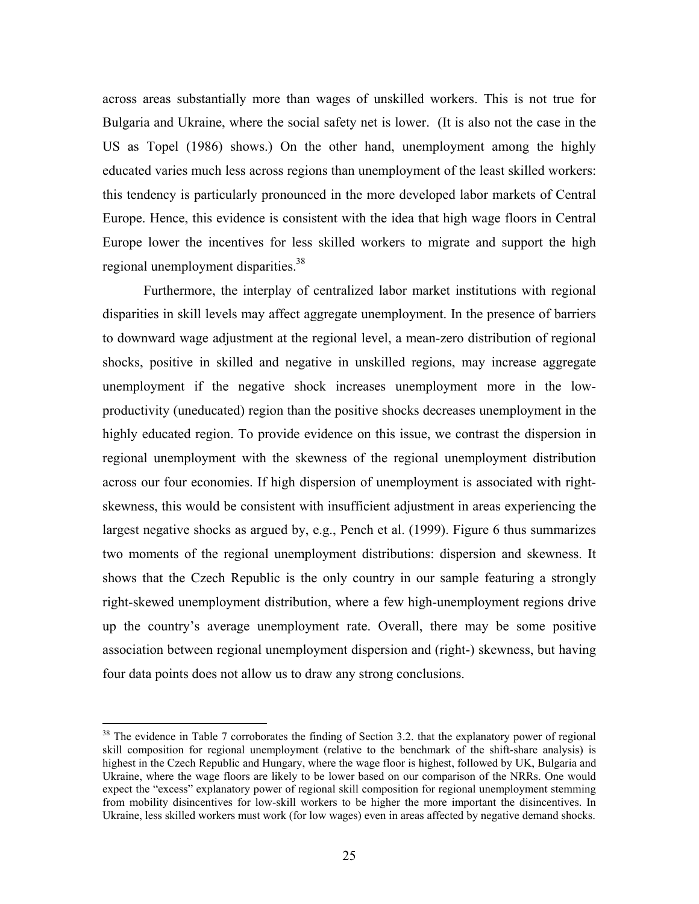across areas substantially more than wages of unskilled workers. This is not true for Bulgaria and Ukraine, where the social safety net is lower. (It is also not the case in the US as Topel (1986) shows.) On the other hand, unemployment among the highly educated varies much less across regions than unemployment of the least skilled workers: this tendency is particularly pronounced in the more developed labor markets of Central Europe. Hence, this evidence is consistent with the idea that high wage floors in Central Europe lower the incentives for less skilled workers to migrate and support the high regional unemployment disparities.[38]

Furthermore, the interplay of centralized labor market institutions with regional disparities in skill levels may affect aggregate unemployment. In the presence of barriers to downward wage adjustment at the regional level, a mean-zero distribution of regional shocks, positive in skilled and negative in unskilled regions, may increase aggregate unemployment if the negative shock increases unemployment more in the low-productivity (uneducated) region than the positive shocks decreases unemployment in the highly educated region. To provide evidence on this issue, we contrast the dispersion in regional unemployment with the skewness of the regional unemployment distribution across our four economies. If high dispersion of unemployment is associated with right-skewness, this would be consistent with insufficient adjustment in areas experiencing the largest negative shocks as argued by, e.g., Pench et al. (1999). Figure 6 thus summarizes two moments of the regional unemployment distributions: dispersion and skewness. It shows that the Czech Republic is the only country in our sample featuring a strongly right-skewed unemployment distribution, where a few high-unemployment regions drive up the country's average unemployment rate. Overall, there may be some positive association between regional unemployment dispersion and (right-) skewness, but having four data points does not allow us to draw any strong conclusions.

[38] The evidence in Table 7 corroborates the finding of Section 3.2. that the explanatory power of regional skill composition for regional unemployment (relative to the benchmark of the shift-share analysis) is highest in the Czech Republic and Hungary, where the wage floor is highest, followed by UK, Bulgaria and Ukraine, where the wage floors are likely to be lower based on our comparison of the NRRs. One would expect the "excess" explanatory power of regional skill composition for regional unemployment stemming from mobility disincentives for low-skill workers to be higher the more important the disincentives. In Ukraine, less skilled workers must work (for low wages) even in areas affected by negative demand shocks.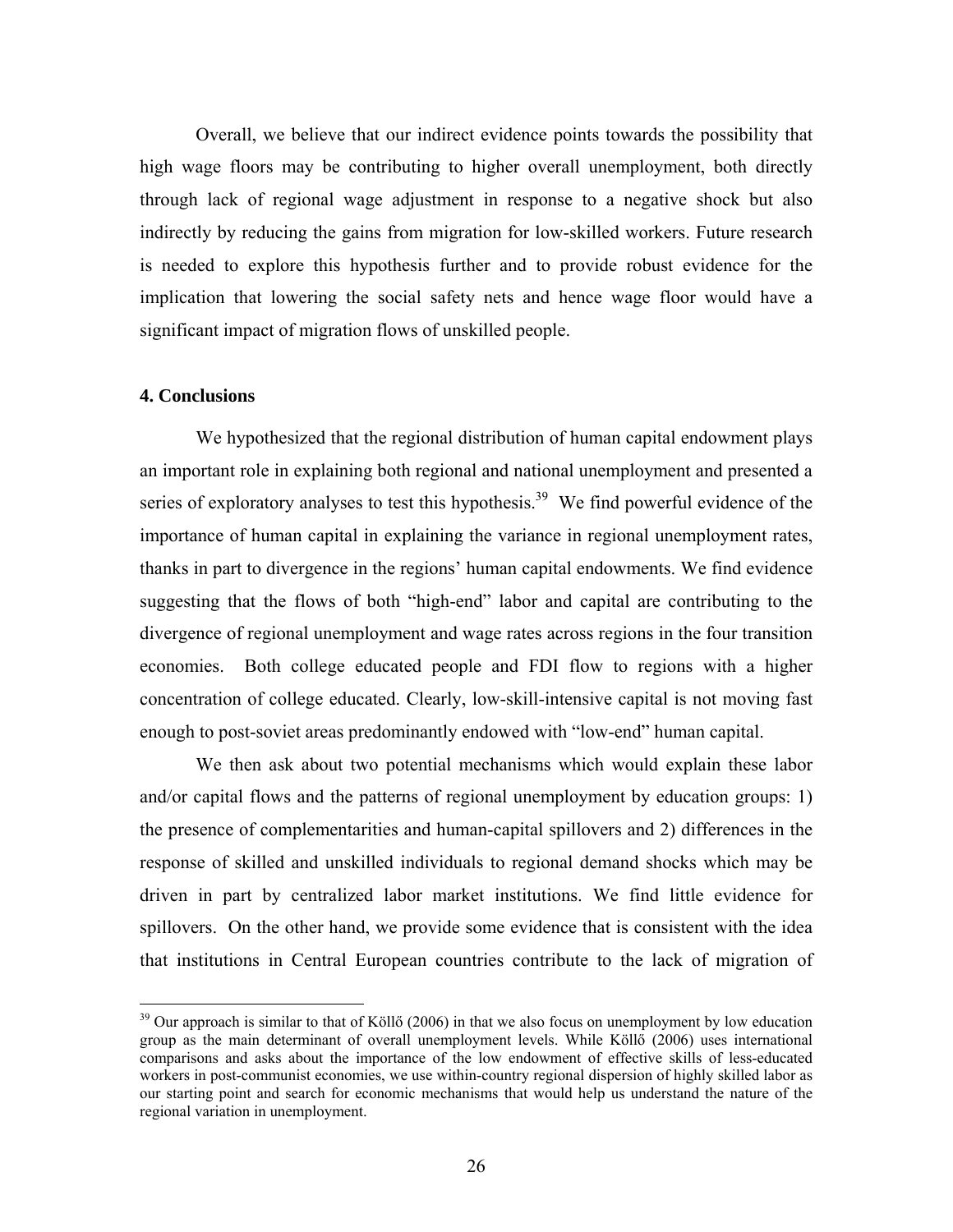Overall, we believe that our indirect evidence points towards the possibility that high wage floors may be contributing to higher overall unemployment, both directly through lack of regional wage adjustment in response to a negative shock but also indirectly by reducing the gains from migration for low-skilled workers. Future research is needed to explore this hypothesis further and to provide robust evidence for the implication that lowering the social safety nets and hence wage floor would have a significant impact of migration flows of unskilled people.

## 4. Conclusions

We hypothesized that the regional distribution of human capital endowment plays an important role in explaining both regional and national unemployment and presented a series of exploratory analyses to test this hypothesis.[39] We find powerful evidence of the importance of human capital in explaining the variance in regional unemployment rates, thanks in part to divergence in the regions' human capital endowments. We find evidence suggesting that the flows of both "high-end" labor and capital are contributing to the divergence of regional unemployment and wage rates across regions in the four transition economies. Both college educated people and FDI flow to regions with a higher concentration of college educated. Clearly, low-skill-intensive capital is not moving fast enough to post-soviet areas predominantly endowed with "low-end" human capital.

We then ask about two potential mechanisms which would explain these labor and/or capital flows and the patterns of regional unemployment by education groups: 1) the presence of complementarities and human-capital spillovers and 2) differences in the response of skilled and unskilled individuals to regional demand shocks which may be driven in part by centralized labor market institutions. We find little evidence for spillovers. On the other hand, we provide some evidence that is consistent with the idea that institutions in Central European countries contribute to the lack of migration of

[39] Our approach is similar to that of Köllő (2006) in that we also focus on unemployment by low education group as the main determinant of overall unemployment levels. While Köllő (2006) uses international comparisons and asks about the importance of the low endowment of effective skills of less-educated workers in post-communist economies, we use within-country regional dispersion of highly skilled labor as our starting point and search for economic mechanisms that would help us understand the nature of the regional variation in unemployment.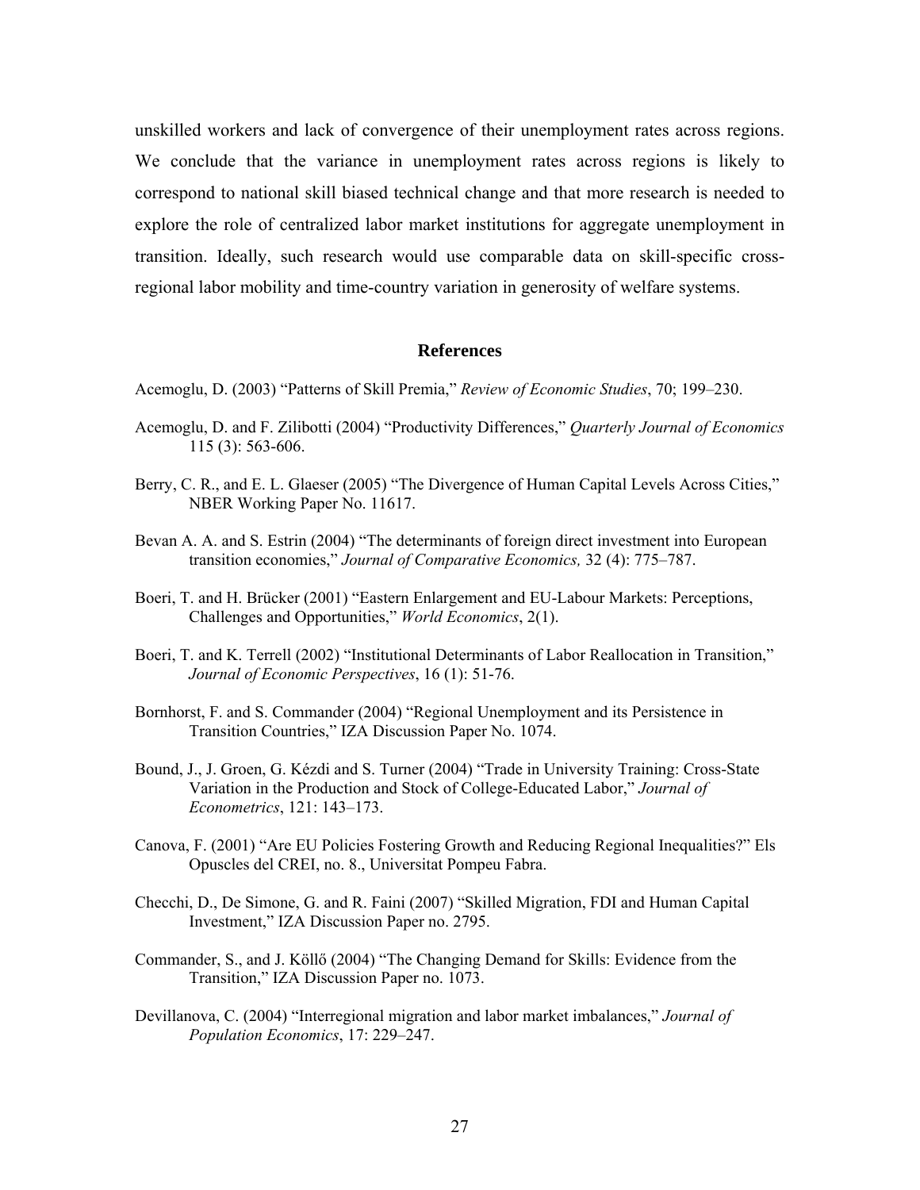unskilled workers and lack of convergence of their unemployment rates across regions. We conclude that the variance in unemployment rates across regions is likely to correspond to national skill biased technical change and that more research is needed to explore the role of centralized labor market institutions for aggregate unemployment in transition. Ideally, such research would use comparable data on skill-specific cross-regional labor mobility and time-country variation in generosity of welfare systems.

## References

Acemoglu, D. (2003) "Patterns of Skill Premia," *Review of Economic Studies*, 70; 199–230.

Acemoglu, D. and F. Zilibotti (2004) "Productivity Differences," *Quarterly Journal of Economics* 115 (3): 563-606.

Berry, C. R., and E. L. Glaeser (2005) "The Divergence of Human Capital Levels Across Cities," NBER Working Paper No. 11617.

Bevan A. A. and S. Estrin (2004) "The determinants of foreign direct investment into European transition economies," *Journal of Comparative Economics,* 32 (4): 775–787.

Boeri, T. and H. Brücker (2001) "Eastern Enlargement and EU-Labour Markets: Perceptions, Challenges and Opportunities," *World Economics*, 2(1).

Boeri, T. and K. Terrell (2002) "Institutional Determinants of Labor Reallocation in Transition," *Journal of Economic Perspectives*, 16 (1): 51-76.

Bornhorst, F. and S. Commander (2004) "Regional Unemployment and its Persistence in Transition Countries," IZA Discussion Paper No. 1074.

Bound, J., J. Groen, G. Kézdi and S. Turner (2004) "Trade in University Training: Cross-State Variation in the Production and Stock of College-Educated Labor," *Journal of Econometrics*, 121: 143–173.

Canova, F. (2001) "Are EU Policies Fostering Growth and Reducing Regional Inequalities?" Els Opuscles del CREI, no. 8., Universitat Pompeu Fabra.

Checchi, D., De Simone, G. and R. Faini (2007) "Skilled Migration, FDI and Human Capital Investment," IZA Discussion Paper no. 2795.

Commander, S., and J. Köllő (2004) "The Changing Demand for Skills: Evidence from the Transition," IZA Discussion Paper no. 1073.

Devillanova, C. (2004) "Interregional migration and labor market imbalances," *Journal of Population Economics*, 17: 229–247.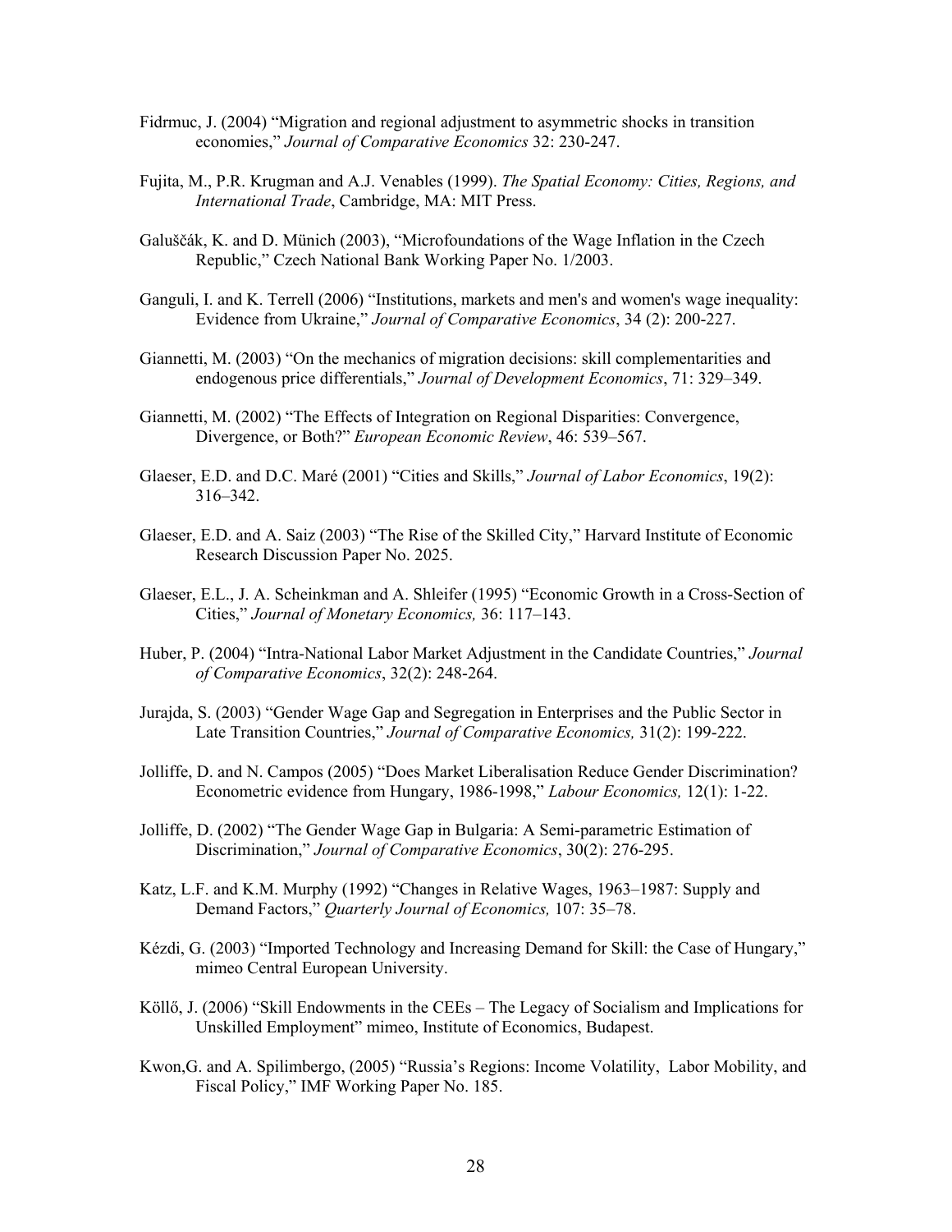Fidrmuc, J. (2004) "Migration and regional adjustment to asymmetric shocks in transition economies," *Journal of Comparative Economics* 32: 230-247.

Fujita, M., P.R. Krugman and A.J. Venables (1999). *The Spatial Economy: Cities, Regions, and International Trade*, Cambridge, MA: MIT Press.

Galuščák, K. and D. Münich (2003), "Microfoundations of the Wage Inflation in the Czech Republic," Czech National Bank Working Paper No. 1/2003.

Ganguli, I. and K. Terrell (2006) "Institutions, markets and men's and women's wage inequality: Evidence from Ukraine," *Journal of Comparative Economics*, 34 (2): 200-227.

Giannetti, M. (2003) "On the mechanics of migration decisions: skill complementarities and endogenous price differentials," *Journal of Development Economics*, 71: 329–349.

Giannetti, M. (2002) "The Effects of Integration on Regional Disparities: Convergence, Divergence, or Both?" *European Economic Review*, 46: 539–567.

Glaeser, E.D. and D.C. Maré (2001) "Cities and Skills," *Journal of Labor Economics*, 19(2): 316–342.

Glaeser, E.D. and A. Saiz (2003) "The Rise of the Skilled City," Harvard Institute of Economic Research Discussion Paper No. 2025.

Glaeser, E.L., J. A. Scheinkman and A. Shleifer (1995) "Economic Growth in a Cross-Section of Cities," *Journal of Monetary Economics,* 36: 117–143.

Huber, P. (2004) "Intra-National Labor Market Adjustment in the Candidate Countries," *Journal of Comparative Economics*, 32(2): 248-264.

Jurajda, S. (2003) "Gender Wage Gap and Segregation in Enterprises and the Public Sector in Late Transition Countries," *Journal of Comparative Economics,* 31(2): 199-222.

Jolliffe, D. and N. Campos (2005) "Does Market Liberalisation Reduce Gender Discrimination? Econometric evidence from Hungary, 1986-1998," *Labour Economics,* 12(1): 1-22.

Jolliffe, D. (2002) "The Gender Wage Gap in Bulgaria: A Semi-parametric Estimation of Discrimination," *Journal of Comparative Economics*, 30(2): 276-295.

Katz, L.F. and K.M. Murphy (1992) "Changes in Relative Wages, 1963–1987: Supply and Demand Factors," *Quarterly Journal of Economics,* 107: 35–78.

Kézdi, G. (2003) "Imported Technology and Increasing Demand for Skill: the Case of Hungary," mimeo Central European University.

Köllő, J. (2006) "Skill Endowments in the CEEs – The Legacy of Socialism and Implications for Unskilled Employment" mimeo, Institute of Economics, Budapest.

Kwon,G. and A. Spilimbergo, (2005) "Russia's Regions: Income Volatility, Labor Mobility, and Fiscal Policy," IMF Working Paper No. 185.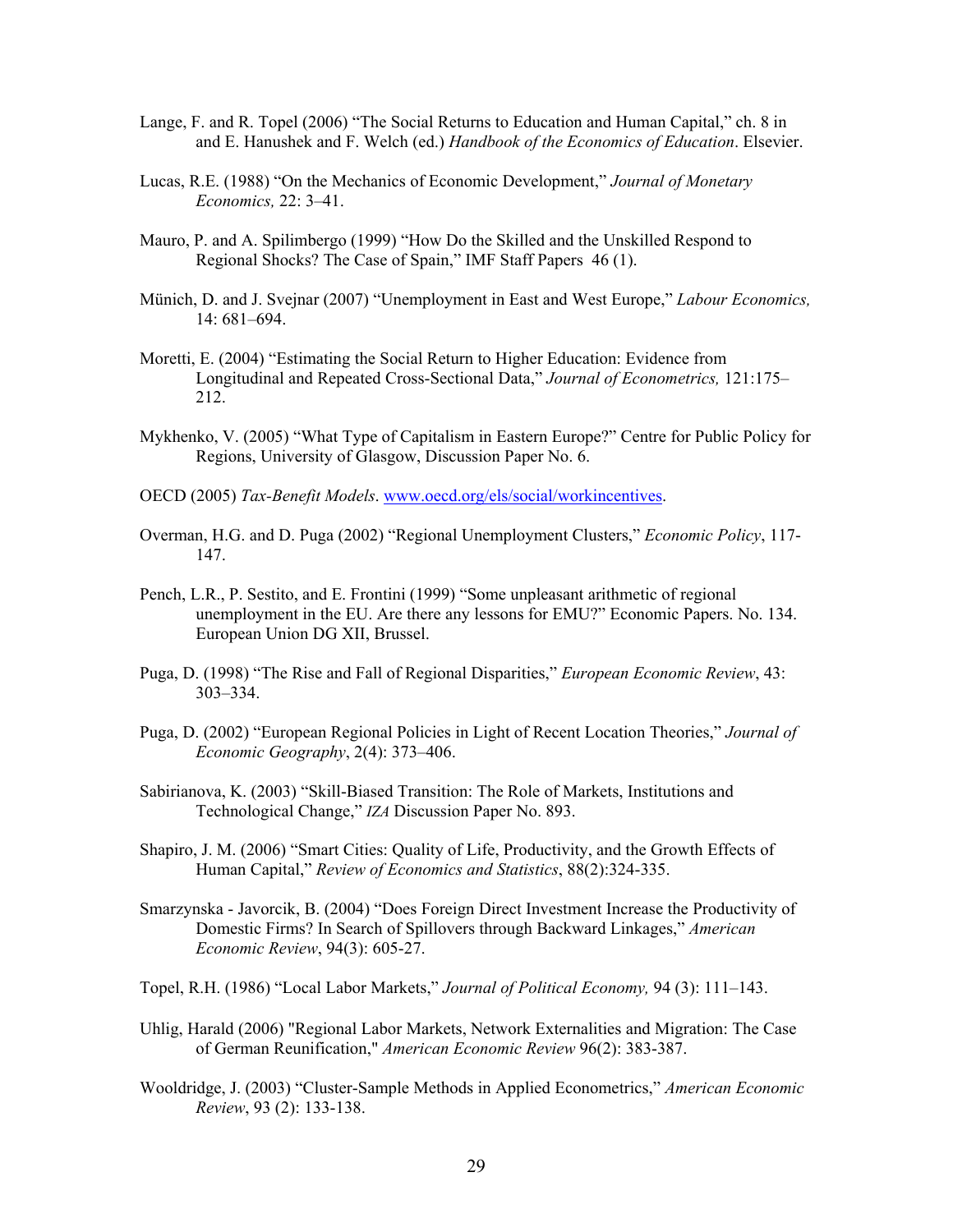Lange, F. and R. Topel (2006) "The Social Returns to Education and Human Capital," ch. 8 in and E. Hanushek and F. Welch (ed.) *Handbook of the Economics of Education*. Elsevier.

Lucas, R.E. (1988) "On the Mechanics of Economic Development," *Journal of Monetary Economics,* 22: 3–41.

Mauro, P. and A. Spilimbergo (1999) "How Do the Skilled and the Unskilled Respond to Regional Shocks? The Case of Spain," IMF Staff Papers 46 (1).

Münich, D. and J. Svejnar (2007) "Unemployment in East and West Europe," *Labour Economics,* 14: 681–694.

Moretti, E. (2004) "Estimating the Social Return to Higher Education: Evidence from Longitudinal and Repeated Cross-Sectional Data," *Journal of Econometrics,* 121:175–212.

Mykhenko, V. (2005) "What Type of Capitalism in Eastern Europe?" Centre for Public Policy for Regions, University of Glasgow, Discussion Paper No. 6.

OECD (2005) *Tax-Benefit Models*. www.oecd.org/els/social/workincentives.

Overman, H.G. and D. Puga (2002) "Regional Unemployment Clusters," *Economic Policy*, 117-147.

Pench, L.R., P. Sestito, and E. Frontini (1999) "Some unpleasant arithmetic of regional unemployment in the EU. Are there any lessons for EMU?" Economic Papers. No. 134. European Union DG XII, Brussel.

Puga, D. (1998) "The Rise and Fall of Regional Disparities," *European Economic Review*, 43: 303–334.

Puga, D. (2002) "European Regional Policies in Light of Recent Location Theories," *Journal of Economic Geography*, 2(4): 373–406.

Sabirianova, K. (2003) "Skill-Biased Transition: The Role of Markets, Institutions and Technological Change," *IZA* Discussion Paper No. 893.

Shapiro, J. M. (2006) "Smart Cities: Quality of Life, Productivity, and the Growth Effects of Human Capital," *Review of Economics and Statistics*, 88(2):324-335.

Smarzynska - Javorcik, B. (2004) "Does Foreign Direct Investment Increase the Productivity of Domestic Firms? In Search of Spillovers through Backward Linkages," *American Economic Review*, 94(3): 605-27.

Topel, R.H. (1986) "Local Labor Markets," *Journal of Political Economy,* 94 (3): 111–143.

Uhlig, Harald (2006) "Regional Labor Markets, Network Externalities and Migration: The Case of German Reunification," *American Economic Review* 96(2): 383-387.

Wooldridge, J. (2003) "Cluster-Sample Methods in Applied Econometrics," *American Economic Review*, 93 (2): 133-138.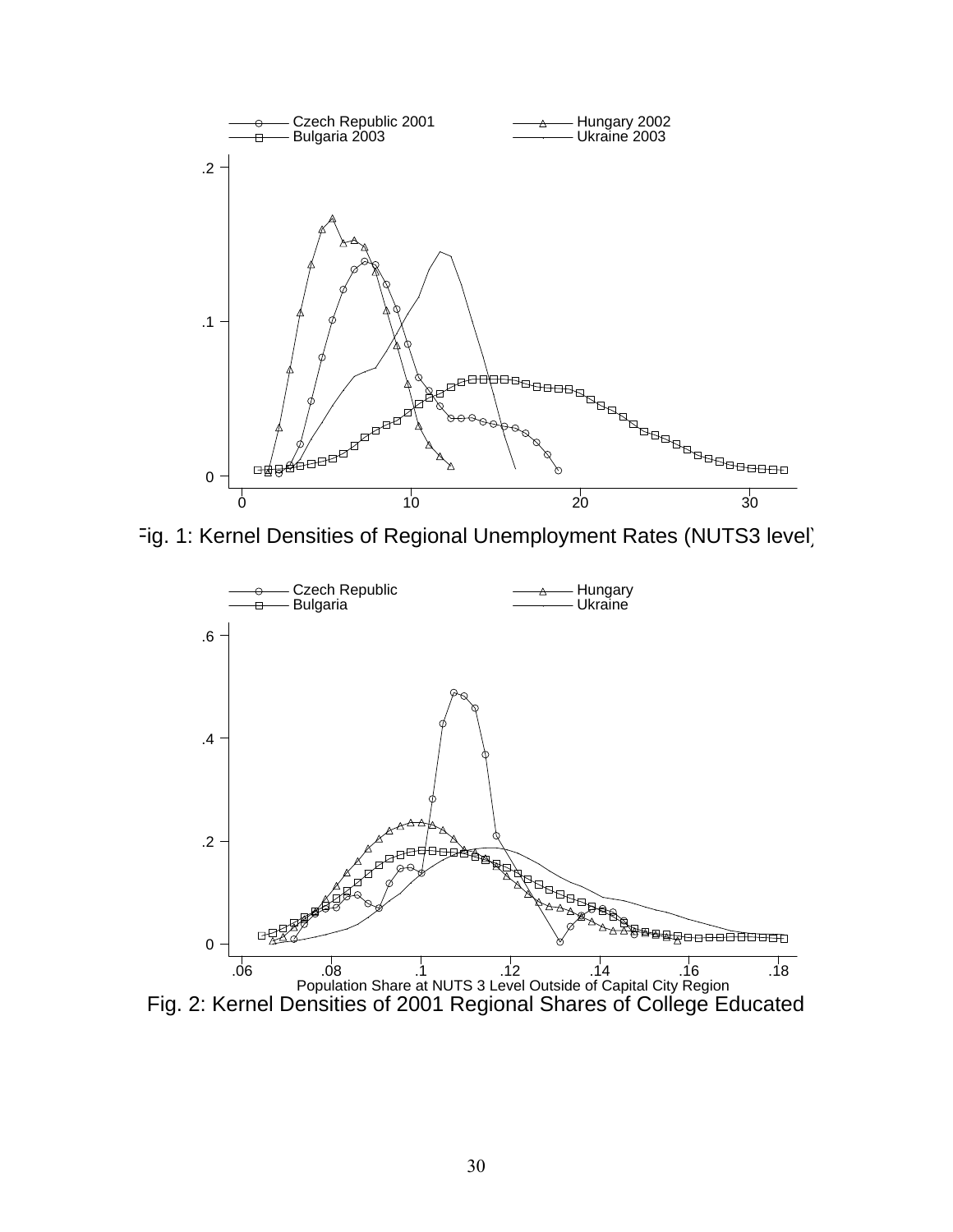Czech Republic 2001 — Hungary 2002 — Bulgaria 2003 — Ukraine 2003

Fig. 1: Kernel Densities of Regional Unemployment Rates (NUTS3 level)

Czech Republic — Hungary — Bulgaria — Ukraine

Population Share at NUTS 3 Level Outside of Capital City Region

Fig. 2: Kernel Densities of 2001 Regional Shares of College Educated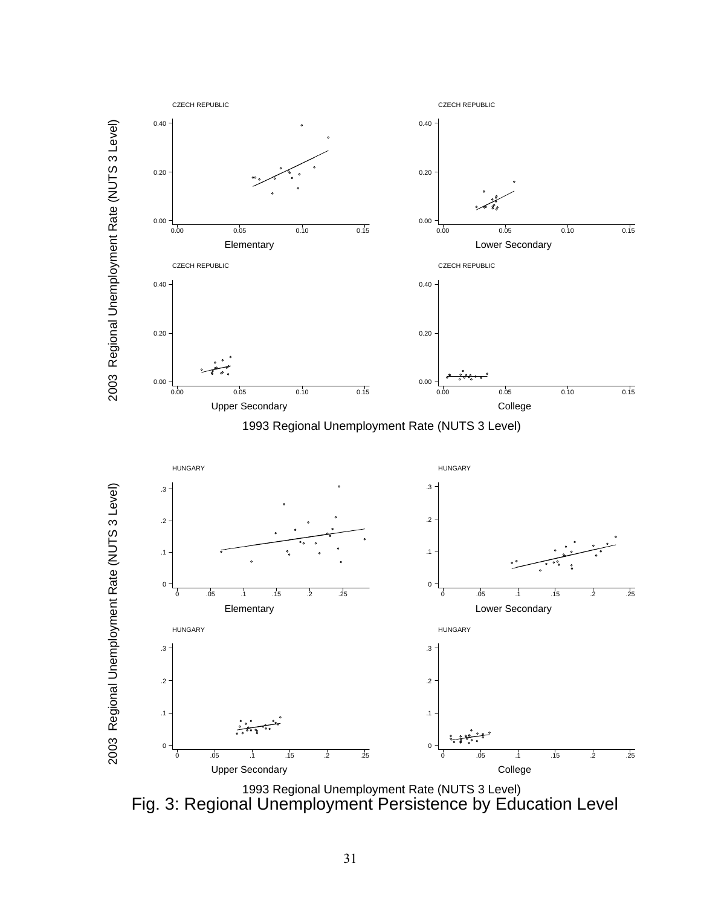Fig. 3: Regional Unemployment Persistence by Education Level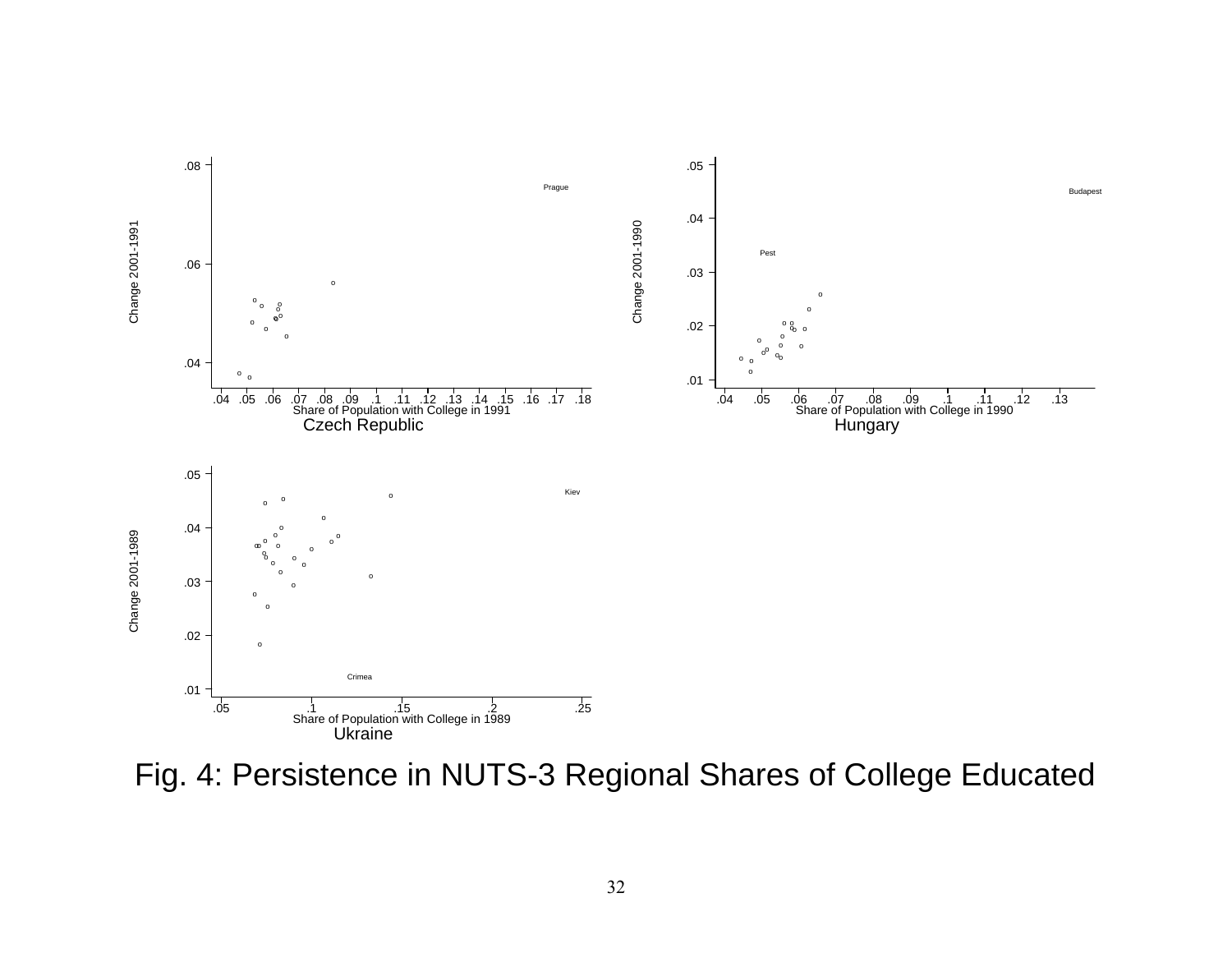Fig. 4: Persistence in NUTS-3 Regional Shares of College Educated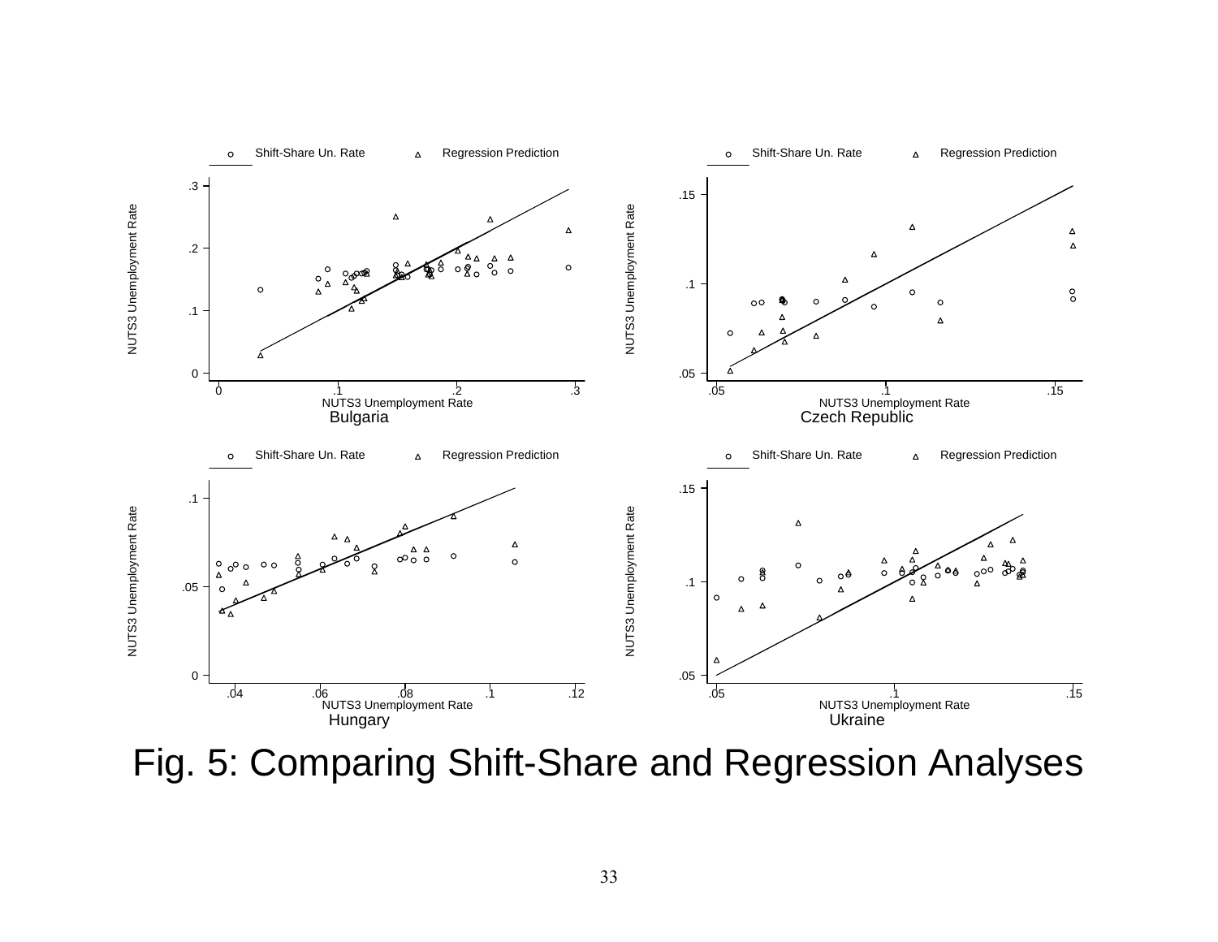Fig. 5: Comparing Shift-Share and Regression Analyses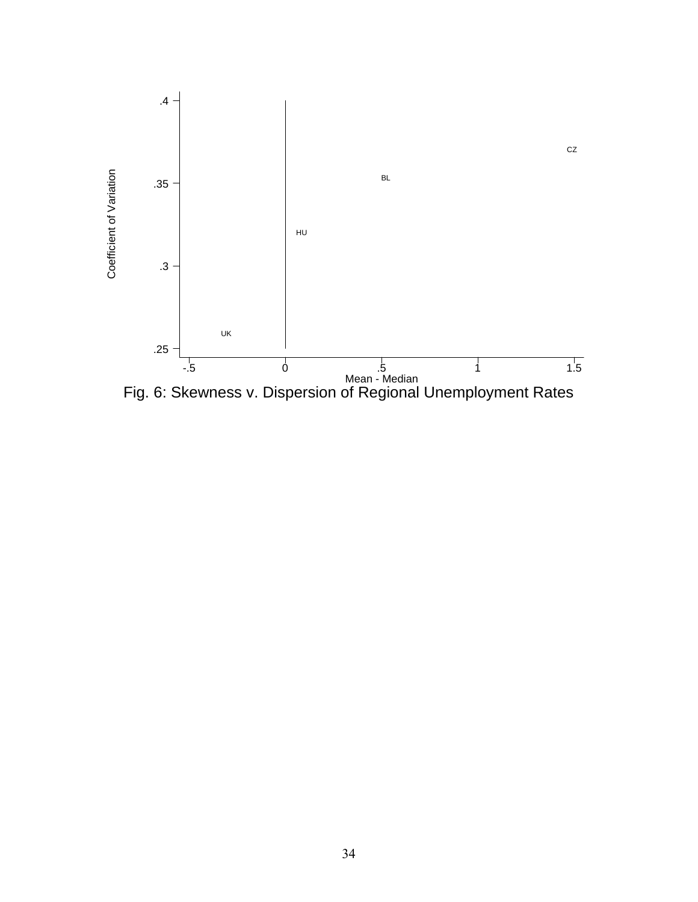Fig. 6: Skewness v. Dispersion of Regional Unemployment Rates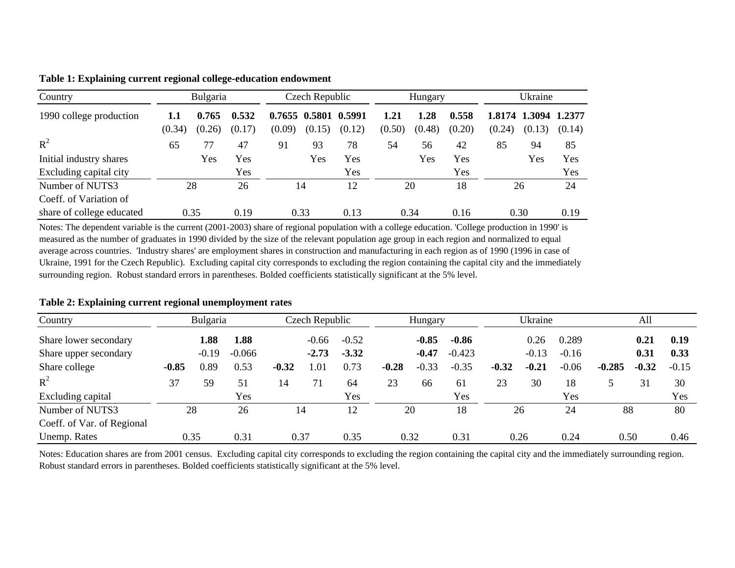**Table 1: Explaining current regional college-education endowment**

| Country | Bulgaria | | | Czech Republic | | | Hungary | | | Ukraine | | |
|---|---|---|---|---|---|---|---|---|---|---|---|---|
| 1990 college production | **1.1** | **0.765** | **0.532** | **0.7655** | **0.5801** | **0.5991** | **1.21** | **1.28** | **0.558** | **1.8174** | **1.3094** | **1.2377** |
| | (0.34) | (0.26) | (0.17) | (0.09) | (0.15) | (0.12) | (0.50) | (0.48) | (0.20) | (0.24) | (0.13) | (0.14) |
| $R^2$ | 65 | 77 | 47 | 91 | 93 | 78 | 54 | 56 | 42 | 85 | 94 | 85 |
| Initial industry shares | | Yes | Yes | | Yes | Yes | | Yes | Yes | | Yes | Yes |
| Excluding capital city | | | Yes | | | Yes | | | Yes | | | Yes |
| Number of NUTS3 | 28 | | 26 | 14 | | 12 | 20 | | 18 | 26 | | 24 |
| Coeff. of Variation of share of college educated | 0.35 | | 0.19 | 0.33 | | 0.13 | 0.34 | | 0.16 | 0.30 | | 0.19 |

Notes: The dependent variable is the current (2001-2003) share of regional population with a college education. 'College production in 1990' is measured as the number of graduates in 1990 divided by the size of the relevant population age group in each region and normalized to equal average across countries. 'Industry shares' are employment shares in construction and manufacturing in each region as of 1990 (1996 in case of Ukraine, 1991 for the Czech Republic). Excluding capital city corresponds to excluding the region containing the capital city and the immediately surrounding region. Robust standard errors in parentheses. Bolded coefficients statistically significant at the 5% level.

**Table 2: Explaining current regional unemployment rates**

| Country | Bulgaria | | | Czech Republic | | | Hungary | | | Ukraine | | | All | | |
|---|---|---|---|---|---|---|---|---|---|---|---|---|---|---|---|
| Share lower secondary | | **1.88** | **1.88** | | -0.66 | -0.52 | | **-0.85** | **-0.86** | | 0.26 | 0.289 | | **0.21** | **0.19** |
| Share upper secondary | | -0.19 | -0.066 | | **-2.73** | **-3.32** | | **-0.47** | -0.423 | | -0.13 | -0.16 | | **0.31** | **0.33** |
| Share college | **-0.85** | 0.89 | 0.53 | **-0.32** | 1.01 | 0.73 | **-0.28** | -0.33 | -0.35 | **-0.32** | **-0.21** | -0.06 | **-0.285** | **-0.32** | -0.15 |
| $R^2$ | 37 | 59 | 51 | 14 | 71 | 64 | 23 | 66 | 61 | 23 | 30 | 18 | 5 | 31 | 30 |
| Excluding capital | | | Yes | | | Yes | | | Yes | | | Yes | | | Yes |
| Number of NUTS3 | 28 | | 26 | 14 | | 12 | 20 | | 18 | 26 | | 24 | 88 | | 80 |
| Coeff. of Var. of Regional Unemp. Rates | 0.35 | | 0.31 | 0.37 | | 0.35 | 0.32 | | 0.31 | 0.26 | | 0.24 | 0.50 | | 0.46 |

Notes: Education shares are from 2001 census. Excluding capital city corresponds to excluding the region containing the capital city and the immediately surrounding region. Robust standard errors in parentheses. Bolded coefficients statistically significant at the 5% level.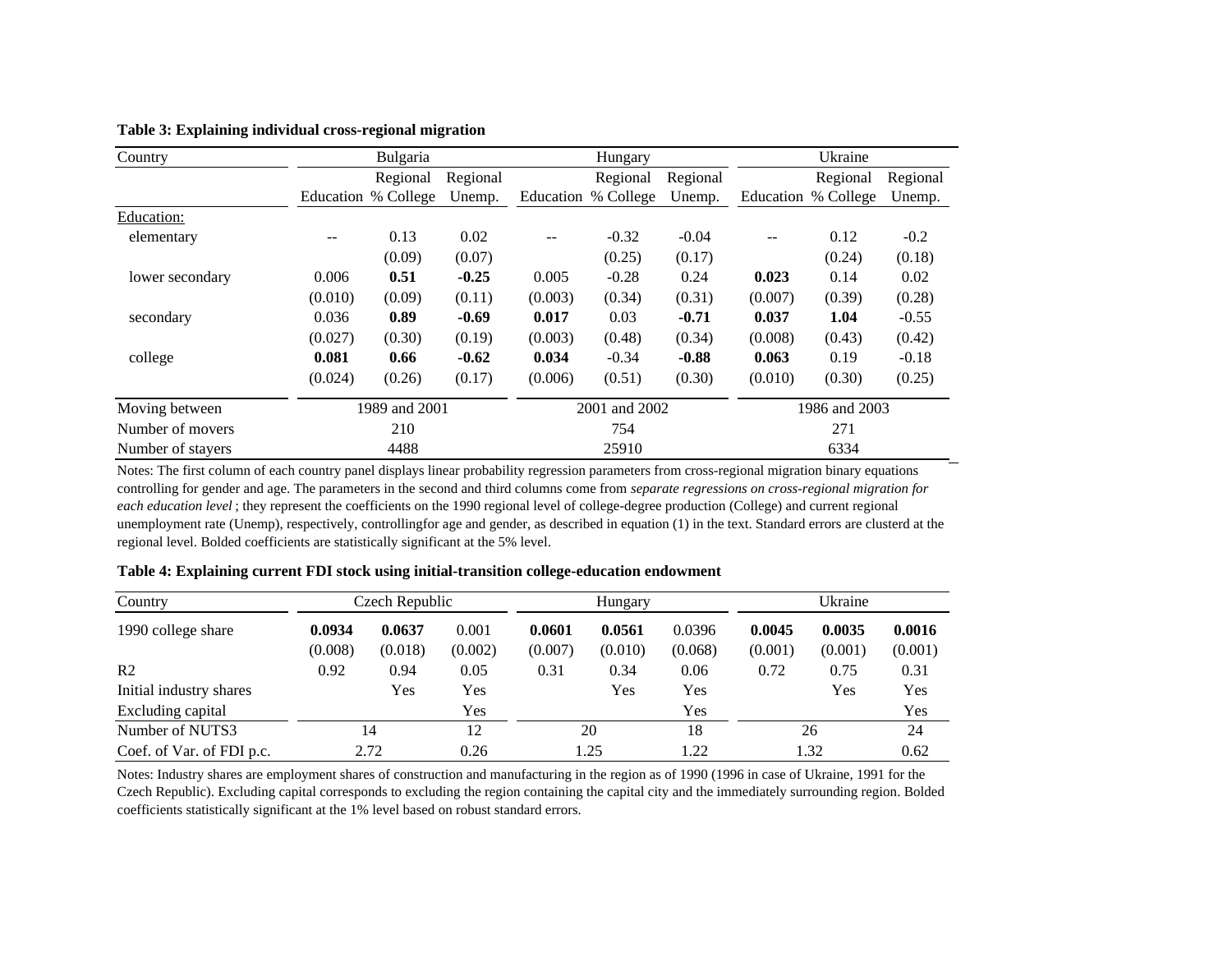**Table 3: Explaining individual cross-regional migration**

| Country | Bulgaria | | | Hungary | | | Ukraine | | |
|---|---|---|---|---|---|---|---|---|---|
| | Education | Regional % College | Regional Unemp. | Education | Regional % College | Regional Unemp. | Education | Regional % College | Regional Unemp. |
| Education: | | | | | | | | | |
| elementary | -- | 0.13 | 0.02 | -- | -0.32 | -0.04 | -- | 0.12 | -0.2 |
| | | (0.09) | (0.07) | | (0.25) | (0.17) | | (0.24) | (0.18) |
| lower secondary | 0.006 | **0.51** | **-0.25** | 0.005 | -0.28 | 0.24 | **0.023** | 0.14 | 0.02 |
| | (0.010) | (0.09) | (0.11) | (0.003) | (0.34) | (0.31) | (0.007) | (0.39) | (0.28) |
| secondary | 0.036 | **0.89** | **-0.69** | **0.017** | 0.03 | **-0.71** | **0.037** | **1.04** | -0.55 |
| | (0.027) | (0.30) | (0.19) | (0.003) | (0.48) | (0.34) | (0.008) | (0.43) | (0.42) |
| college | **0.081** | **0.66** | **-0.62** | **0.034** | -0.34 | **-0.88** | **0.063** | 0.19 | -0.18 |
| | (0.024) | (0.26) | (0.17) | (0.006) | (0.51) | (0.30) | (0.010) | (0.30) | (0.25) |
| Moving between | 1989 and 2001 | | | 2001 and 2002 | | | 1986 and 2003 | | |
| Number of movers | 210 | | | 754 | | | 271 | | |
| Number of stayers | 4488 | | | 25910 | | | 6334 | | |

Notes: The first column of each country panel displays linear probability regression parameters from cross-regional migration binary equations controlling for gender and age. The parameters in the second and third columns come from *separate regressions on cross-regional migration for each education level*; they represent the coefficients on the 1990 regional level of college-degree production (College) and current regional unemployment rate (Unemp), respectively, controllingfor age and gender, as described in equation (1) in the text. Standard errors are clusterd at the regional level. Bolded coefficients are statistically significant at the 5% level.

**Table 4: Explaining current FDI stock using initial-transition college-education endowment**

| Country | Czech Republic | | | Hungary | | | Ukraine | | |
|---|---|---|---|---|---|---|---|---|---|
| 1990 college share | **0.0934** | **0.0637** | 0.001 | **0.0601** | **0.0561** | 0.0396 | **0.0045** | **0.0035** | **0.0016** |
| | (0.008) | (0.018) | (0.002) | (0.007) | (0.010) | (0.068) | (0.001) | (0.001) | (0.001) |
| R2 | 0.92 | 0.94 | 0.05 | 0.31 | 0.34 | 0.06 | 0.72 | 0.75 | 0.31 |
| Initial industry shares | | Yes | Yes | | Yes | Yes | | Yes | Yes |
| Excluding capital | | | Yes | | | Yes | | | Yes |
| Number of NUTS3 | 14 | | 12 | 20 | | 18 | 26 | | 24 |
| Coef. of Var. of FDI p.c. | 2.72 | | 0.26 | 1.25 | | 1.22 | 1.32 | | 0.62 |

Notes: Industry shares are employment shares of construction and manufacturing in the region as of 1990 (1996 in case of Ukraine, 1991 for the Czech Republic). Excluding capital corresponds to excluding the region containing the capital city and the immediately surrounding region. Bolded coefficients statistically significant at the 1% level based on robust standard errors.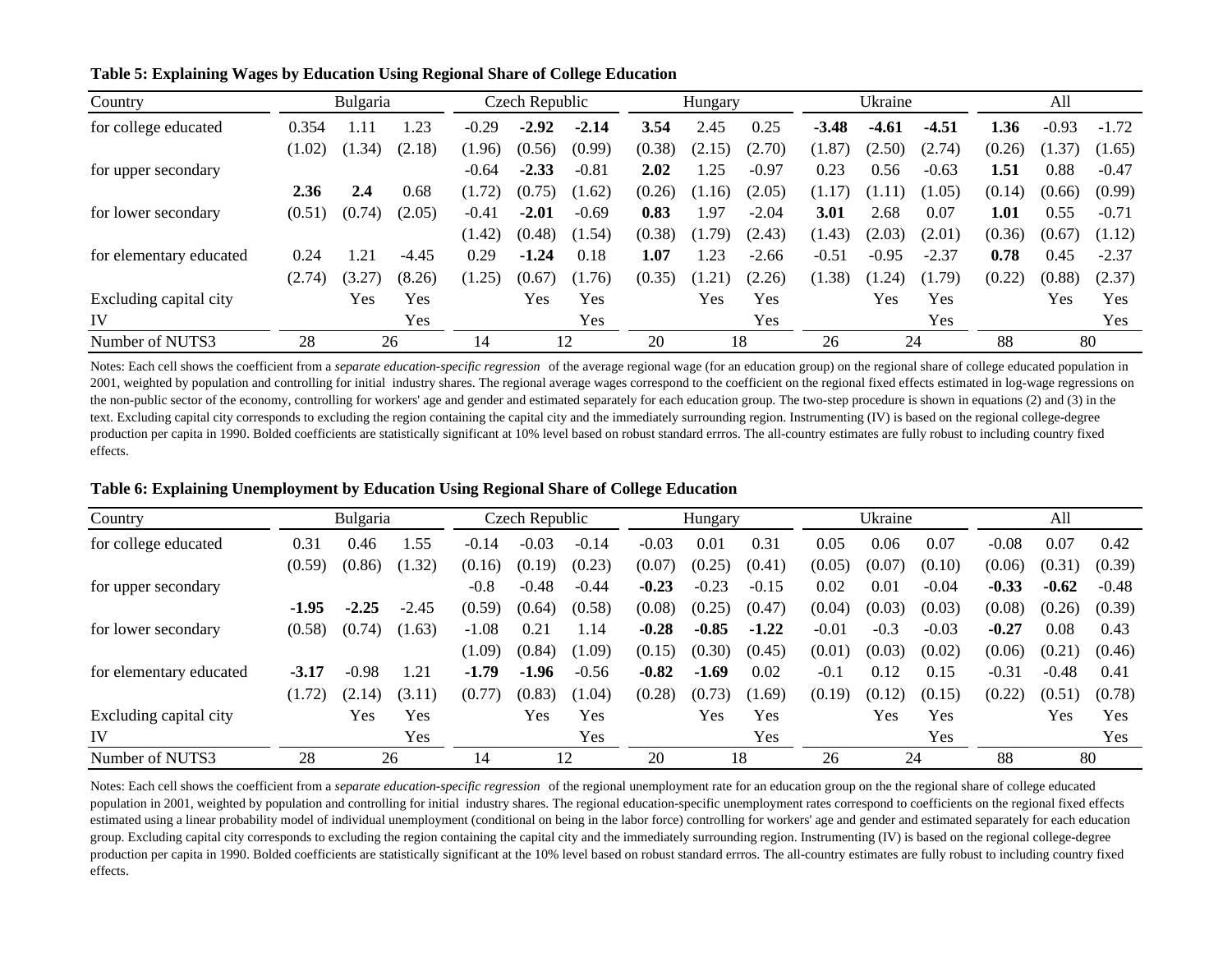**Table 5: Explaining Wages by Education Using Regional Share of College Education**

| Country | Bulgaria | | | Czech Republic | | | Hungary | | | Ukraine | | | All | | |
|---|---|---|---|---|---|---|---|---|---|---|---|---|---|---|---|
| for college educated | 0.354 | 1.11 | 1.23 | -0.29 | **-2.92** | **-2.14** | **3.54** | 2.45 | 0.25 | **-3.48** | **-4.61** | **-4.51** | **1.36** | -0.93 | -1.72 |
| | (1.02) | (1.34) | (2.18) | (1.96) | (0.56) | (0.99) | (0.38) | (2.15) | (2.70) | (1.87) | (2.50) | (2.74) | (0.26) | (1.37) | (1.65) |
| for upper secondary | | | | -0.64 | **-2.33** | -0.81 | **2.02** | 1.25 | -0.97 | 0.23 | 0.56 | -0.63 | **1.51** | 0.88 | -0.47 |
| | **2.36** | **2.4** | 0.68 | (1.72) | (0.75) | (1.62) | (0.26) | (1.16) | (2.05) | (1.17) | (1.11) | (1.05) | (0.14) | (0.66) | (0.99) |
| for lower secondary | (0.51) | (0.74) | (2.05) | -0.41 | **-2.01** | -0.69 | **0.83** | 1.97 | -2.04 | **3.01** | 2.68 | 0.07 | **1.01** | 0.55 | -0.71 |
| | | | | (1.42) | (0.48) | (1.54) | (0.38) | (1.79) | (2.43) | (1.43) | (2.03) | (2.01) | (0.36) | (0.67) | (1.12) |
| for elementary educated | 0.24 | 1.21 | -4.45 | 0.29 | **-1.24** | 0.18 | **1.07** | 1.23 | -2.66 | -0.51 | -0.95 | -2.37 | **0.78** | 0.45 | -2.37 |
| | (2.74) | (3.27) | (8.26) | (1.25) | (0.67) | (1.76) | (0.35) | (1.21) | (2.26) | (1.38) | (1.24) | (1.79) | (0.22) | (0.88) | (2.37) |
| Excluding capital city | | Yes | Yes | | Yes | Yes | | Yes | Yes | | Yes | Yes | | Yes | Yes |
| IV | | | Yes | | | Yes | | | Yes | | | Yes | | | Yes |
| Number of NUTS3 | 28 | 26 | | 14 | 12 | | 20 | 18 | | 26 | 24 | | 88 | 80 | |

Notes: Each cell shows the coefficient from a *separate education-specific regression* of the average regional wage (for an education group) on the regional share of college educated population in 2001, weighted by population and controlling for initial industry shares. The regional average wages correspond to the coefficient on the regional fixed effects estimated in log-wage regressions on the non-public sector of the economy, controlling for workers' age and gender and estimated separately for each education group. The two-step procedure is shown in equations (2) and (3) in the text. Excluding capital city corresponds to excluding the region containing the capital city and the immediately surrounding region. Instrumenting (IV) is based on the regional college-degree production per capita in 1990. Bolded coefficients are statistically significant at 10% level based on robust standard errros. The all-country estimates are fully robust to including country fixed effects.

**Table 6: Explaining Unemployment by Education Using Regional Share of College Education**

| Country | Bulgaria | | | Czech Republic | | | Hungary | | | Ukraine | | | All | | |
|---|---|---|---|---|---|---|---|---|---|---|---|---|---|---|---|
| for college educated | 0.31 | 0.46 | 1.55 | -0.14 | -0.03 | -0.14 | -0.03 | 0.01 | 0.31 | 0.05 | 0.06 | 0.07 | -0.08 | 0.07 | 0.42 |
| | (0.59) | (0.86) | (1.32) | (0.16) | (0.19) | (0.23) | (0.07) | (0.25) | (0.41) | (0.05) | (0.07) | (0.10) | (0.06) | (0.31) | (0.39) |
| for upper secondary | | | | -0.8 | -0.48 | -0.44 | **-0.23** | -0.23 | -0.15 | 0.02 | 0.01 | -0.04 | **-0.33** | **-0.62** | -0.48 |
| | **-1.95** | **-2.25** | -2.45 | (0.59) | (0.64) | (0.58) | (0.08) | (0.25) | (0.47) | (0.04) | (0.03) | (0.03) | (0.08) | (0.26) | (0.39) |
| for lower secondary | (0.58) | (0.74) | (1.63) | -1.08 | 0.21 | 1.14 | **-0.28** | **-0.85** | **-1.22** | -0.01 | -0.3 | -0.03 | **-0.27** | 0.08 | 0.43 |
| | | | | (1.09) | (0.84) | (1.09) | (0.15) | (0.30) | (0.45) | (0.01) | (0.03) | (0.02) | (0.06) | (0.21) | (0.46) |
| for elementary educated | **-3.17** | -0.98 | 1.21 | **-1.79** | **-1.96** | -0.56 | **-0.82** | **-1.69** | 0.02 | -0.1 | 0.12 | 0.15 | -0.31 | -0.48 | 0.41 |
| | (1.72) | (2.14) | (3.11) | (0.77) | (0.83) | (1.04) | (0.28) | (0.73) | (1.69) | (0.19) | (0.12) | (0.15) | (0.22) | (0.51) | (0.78) |
| Excluding capital city | | Yes | Yes | | Yes | Yes | | Yes | Yes | | Yes | Yes | | Yes | Yes |
| IV | | | Yes | | | Yes | | | Yes | | | Yes | | | Yes |
| Number of NUTS3 | 28 | 26 | | 14 | 12 | | 20 | 18 | | 26 | 24 | | 88 | 80 | |

Notes: Each cell shows the coefficient from a *separate education-specific regression* of the regional unemployment rate for an education group on the the regional share of college educated population in 2001, weighted by population and controlling for initial industry shares. The regional education-specific unemployment rates correspond to coefficients on the regional fixed effects estimated using a linear probability model of individual unemployment (conditional on being in the labor force) controlling for workers' age and gender and estimated separately for each education group. Excluding capital city corresponds to excluding the region containing the capital city and the immediately surrounding region. Instrumenting (IV) is based on the regional college-degree production per capita in 1990. Bolded coefficients are statistically significant at the 10% level based on robust standard errros. The all-country estimates are fully robust to including country fixed effects.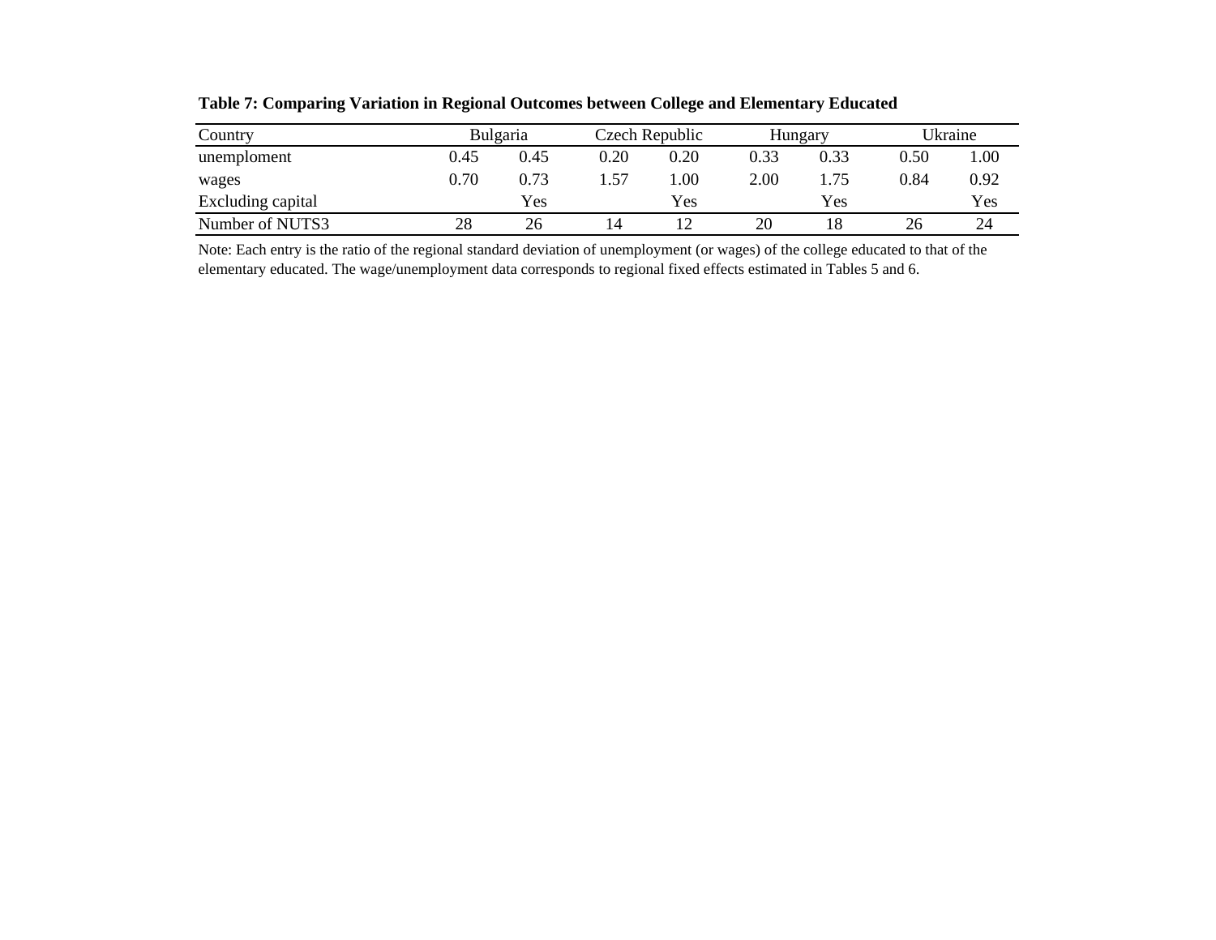**Table 7: Comparing Variation in Regional Outcomes between College and Elementary Educated**

| Country | Bulgaria | | Czech Republic | | Hungary | | Ukraine | |
|---|---|---|---|---|---|---|---|---|
| unemploment | 0.45 | 0.45 | 0.20 | 0.20 | 0.33 | 0.33 | 0.50 | 1.00 |
| wages | 0.70 | 0.73 | 1.57 | 1.00 | 2.00 | 1.75 | 0.84 | 0.92 |
| Excluding capital | | Yes | | Yes | | Yes | | Yes |
| Number of NUTS3 | 28 | 26 | 14 | 12 | 20 | 18 | 26 | 24 |

Note: Each entry is the ratio of the regional standard deviation of unemployment (or wages) of the college educated to that of the elementary educated. The wage/unemployment data corresponds to regional fixed effects estimated in Tables 5 and 6.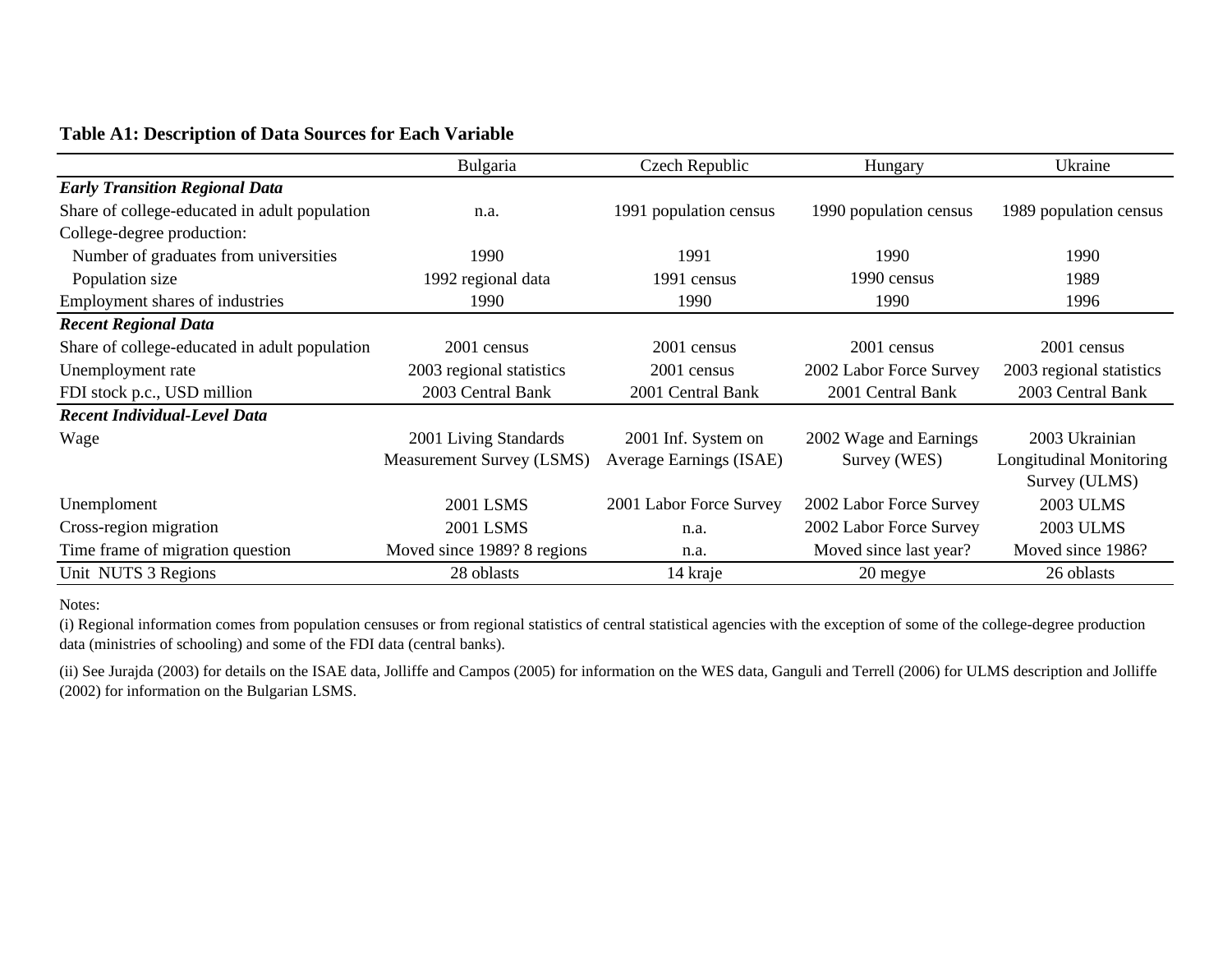**Table A1: Description of Data Sources for Each Variable**

| | Bulgaria | Czech Republic | Hungary | Ukraine |
|---|---|---|---|---|
| ***Early Transition Regional Data*** | | | | |
| Share of college-educated in adult population | n.a. | 1991 population census | 1990 population census | 1989 population census |
| College-degree production: | | | | |
| Number of graduates from universities | 1990 | 1991 | 1990 | 1990 |
| Population size | 1992 regional data | 1991 census | 1990 census | 1989 |
| Employment shares of industries | 1990 | 1990 | 1990 | 1996 |
| ***Recent Regional Data*** | | | | |
| Share of college-educated in adult population | 2001 census | 2001 census | 2001 census | 2001 census |
| Unemployment rate | 2003 regional statistics | 2001 census | 2002 Labor Force Survey | 2003 regional statistics |
| FDI stock p.c., USD million | 2003 Central Bank | 2001 Central Bank | 2001 Central Bank | 2003 Central Bank |
| ***Recent Individual-Level Data*** | | | | |
| Wage | 2001 Living Standards Measurement Survey (LSMS) | 2001 Inf. System on Average Earnings (ISAE) | 2002 Wage and Earnings Survey (WES) | 2003 Ukrainian Longitudinal Monitoring Survey (ULMS) |
| Unemploment | 2001 LSMS | 2001 Labor Force Survey | 2002 Labor Force Survey | 2003 ULMS |
| Cross-region migration | 2001 LSMS | n.a. | 2002 Labor Force Survey | 2003 ULMS |
| Time frame of migration question | Moved since 1989? 8 regions | n.a. | Moved since last year? | Moved since 1986? |
| Unit NUTS 3 Regions | 28 oblasts | 14 kraje | 20 megye | 26 oblasts |

Notes:

(i) Regional information comes from population censuses or from regional statistics of central statistical agencies with the exception of some of the college-degree production data (ministries of schooling) and some of the FDI data (central banks).

(ii) See Jurajda (2003) for details on the ISAE data, Jolliffe and Campos (2005) for information on the WES data, Ganguli and Terrell (2006) for ULMS description and Jolliffe (2002) for information on the Bulgarian LSMS.